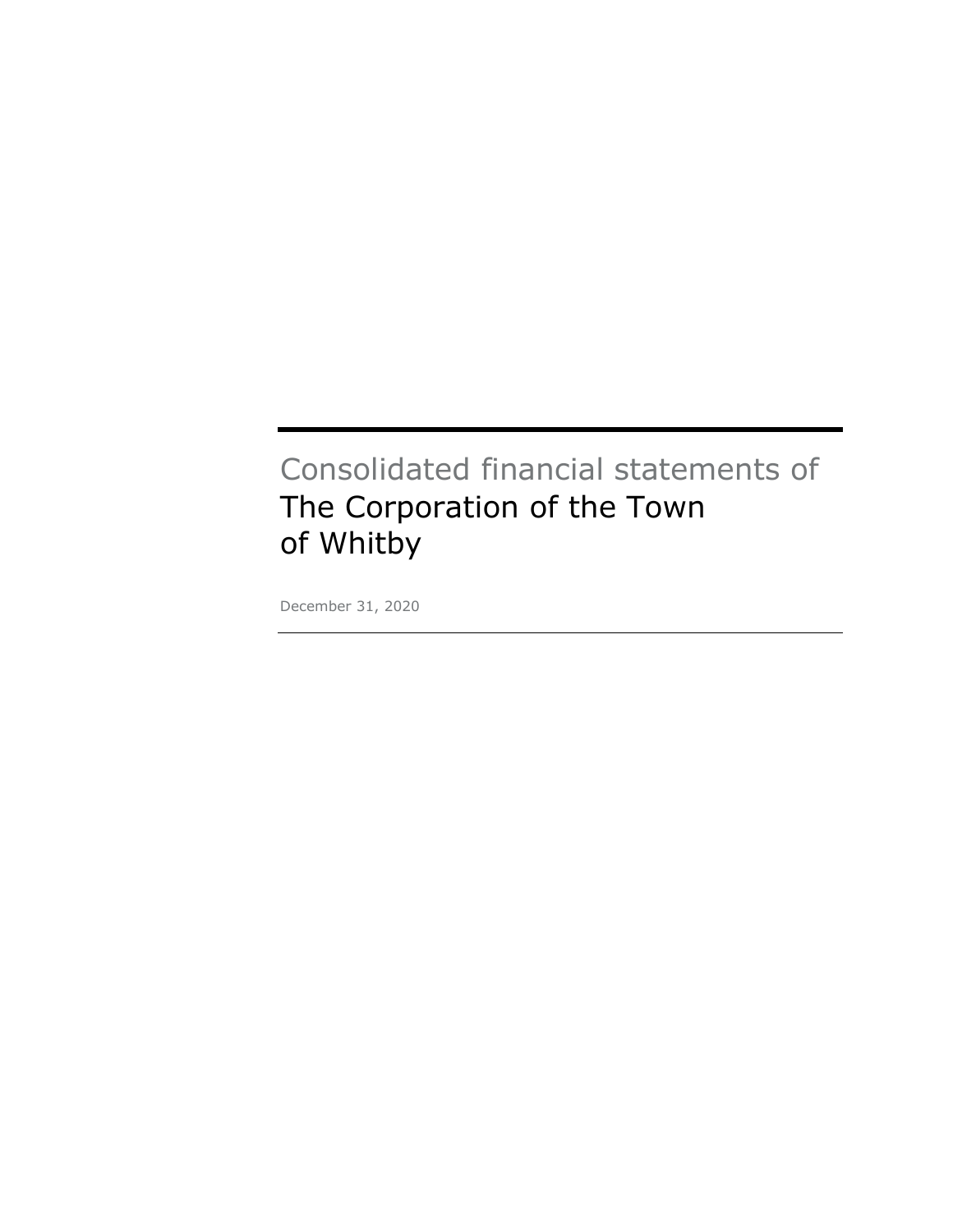# Consolidated financial statements of

# The Corporation of the Town of Whitby

December 31, 2020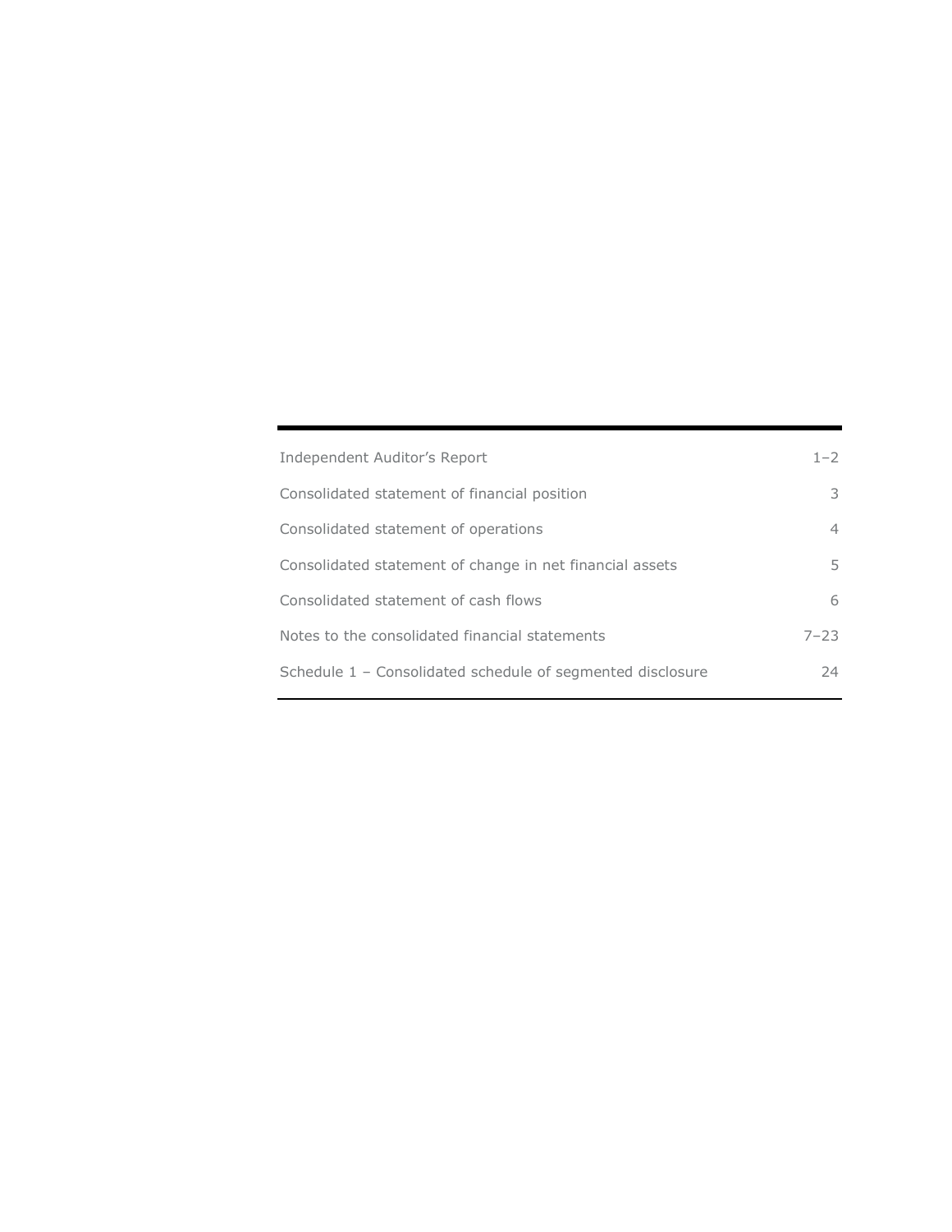| | |
|---|---|
| Independent Auditor's Report | 1–2 |
| Consolidated statement of financial position | 3 |
| Consolidated statement of operations | 4 |
| Consolidated statement of change in net financial assets | 5 |
| Consolidated statement of cash flows | 6 |
| Notes to the consolidated financial statements | 7–23 |
| Schedule 1 – Consolidated schedule of segmented disclosure | 24 |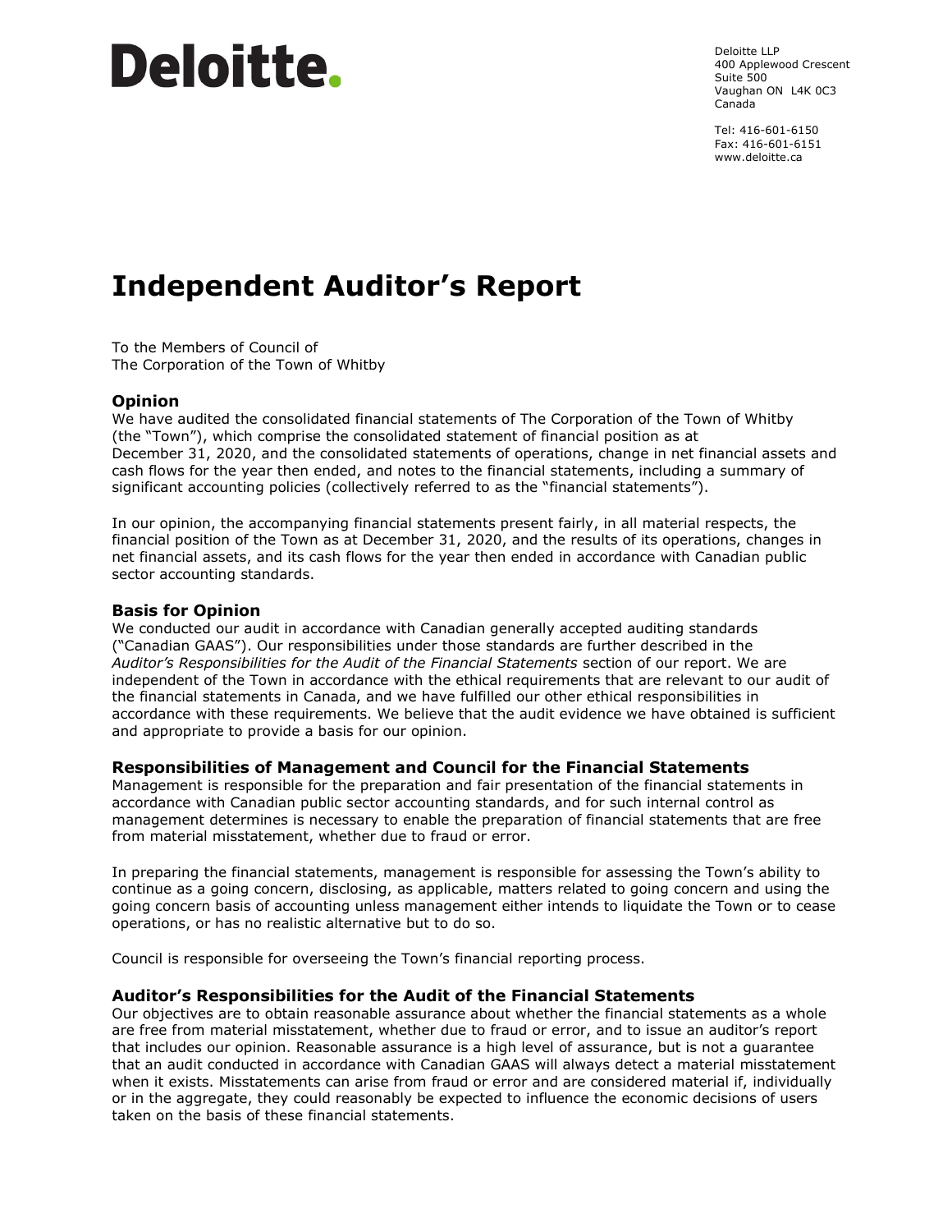Deloitte.

Deloitte LLP
400 Applewood Crescent
Suite 500
Vaughan ON L4K 0C3
Canada

Tel: 416-601-6150
Fax: 416-601-6151
www.deloitte.ca

# Independent Auditor's Report

To the Members of Council of
The Corporation of the Town of Whitby

## Opinion

We have audited the consolidated financial statements of The Corporation of the Town of Whitby (the "Town"), which comprise the consolidated statement of financial position as at December 31, 2020, and the consolidated statements of operations, change in net financial assets and cash flows for the year then ended, and notes to the financial statements, including a summary of significant accounting policies (collectively referred to as the "financial statements").

In our opinion, the accompanying financial statements present fairly, in all material respects, the financial position of the Town as at December 31, 2020, and the results of its operations, changes in net financial assets, and its cash flows for the year then ended in accordance with Canadian public sector accounting standards.

## Basis for Opinion

We conducted our audit in accordance with Canadian generally accepted auditing standards ("Canadian GAAS"). Our responsibilities under those standards are further described in the *Auditor's Responsibilities for the Audit of the Financial Statements* section of our report. We are independent of the Town in accordance with the ethical requirements that are relevant to our audit of the financial statements in Canada, and we have fulfilled our other ethical responsibilities in accordance with these requirements. We believe that the audit evidence we have obtained is sufficient and appropriate to provide a basis for our opinion.

## Responsibilities of Management and Council for the Financial Statements

Management is responsible for the preparation and fair presentation of the financial statements in accordance with Canadian public sector accounting standards, and for such internal control as management determines is necessary to enable the preparation of financial statements that are free from material misstatement, whether due to fraud or error.

In preparing the financial statements, management is responsible for assessing the Town's ability to continue as a going concern, disclosing, as applicable, matters related to going concern and using the going concern basis of accounting unless management either intends to liquidate the Town or to cease operations, or has no realistic alternative but to do so.

Council is responsible for overseeing the Town's financial reporting process.

## Auditor's Responsibilities for the Audit of the Financial Statements

Our objectives are to obtain reasonable assurance about whether the financial statements as a whole are free from material misstatement, whether due to fraud or error, and to issue an auditor's report that includes our opinion. Reasonable assurance is a high level of assurance, but is not a guarantee that an audit conducted in accordance with Canadian GAAS will always detect a material misstatement when it exists. Misstatements can arise from fraud or error and are considered material if, individually or in the aggregate, they could reasonably be expected to influence the economic decisions of users taken on the basis of these financial statements.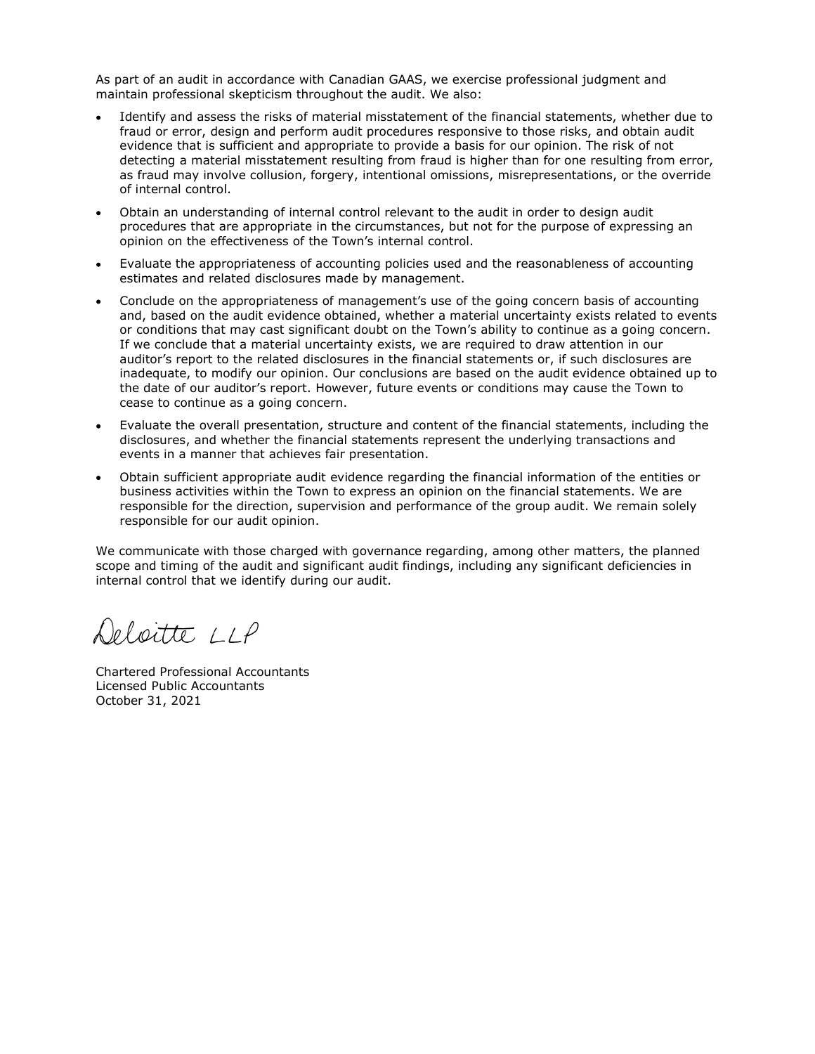As part of an audit in accordance with Canadian GAAS, we exercise professional judgment and maintain professional skepticism throughout the audit. We also:

- Identify and assess the risks of material misstatement of the financial statements, whether due to fraud or error, design and perform audit procedures responsive to those risks, and obtain audit evidence that is sufficient and appropriate to provide a basis for our opinion. The risk of not detecting a material misstatement resulting from fraud is higher than for one resulting from error, as fraud may involve collusion, forgery, intentional omissions, misrepresentations, or the override of internal control.
- Obtain an understanding of internal control relevant to the audit in order to design audit procedures that are appropriate in the circumstances, but not for the purpose of expressing an opinion on the effectiveness of the Town's internal control.
- Evaluate the appropriateness of accounting policies used and the reasonableness of accounting estimates and related disclosures made by management.
- Conclude on the appropriateness of management's use of the going concern basis of accounting and, based on the audit evidence obtained, whether a material uncertainty exists related to events or conditions that may cast significant doubt on the Town's ability to continue as a going concern. If we conclude that a material uncertainty exists, we are required to draw attention in our auditor's report to the related disclosures in the financial statements or, if such disclosures are inadequate, to modify our opinion. Our conclusions are based on the audit evidence obtained up to the date of our auditor's report. However, future events or conditions may cause the Town to cease to continue as a going concern.
- Evaluate the overall presentation, structure and content of the financial statements, including the disclosures, and whether the financial statements represent the underlying transactions and events in a manner that achieves fair presentation.
- Obtain sufficient appropriate audit evidence regarding the financial information of the entities or business activities within the Town to express an opinion on the financial statements. We are responsible for the direction, supervision and performance of the group audit. We remain solely responsible for our audit opinion.

We communicate with those charged with governance regarding, among other matters, the planned scope and timing of the audit and significant audit findings, including any significant deficiencies in internal control that we identify during our audit.

Deloitte LLP

Chartered Professional Accountants
Licensed Public Accountants
October 31, 2021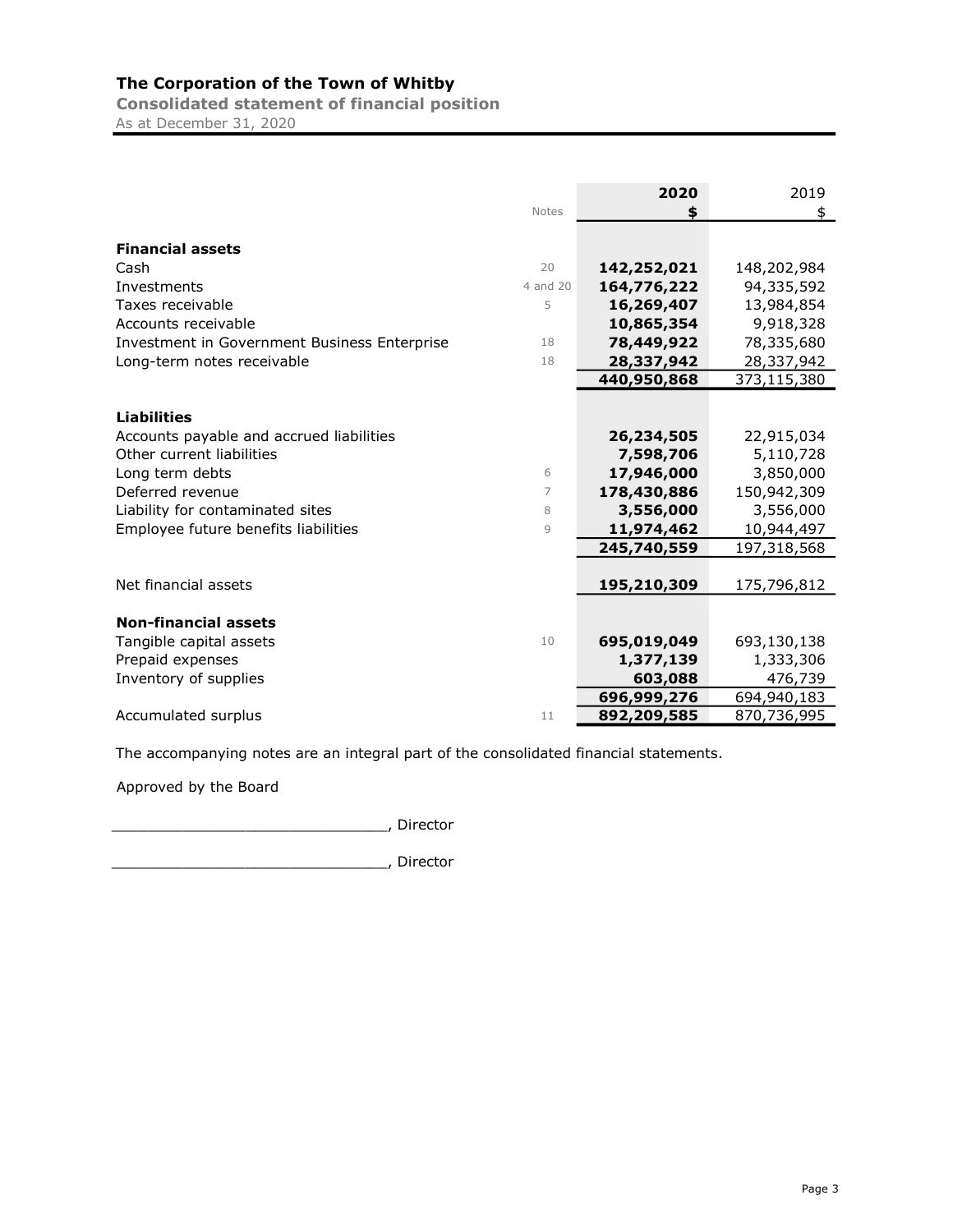# The Corporation of the Town of Whitby

## Consolidated statement of financial position

As at December 31, 2020

| | Notes | 2020 $ | 2019 $ |
|---|---|---|---|
| **Financial assets** | | | |
| Cash | 20 | **142,252,021** | 148,202,984 |
| Investments | 4 and 20 | **164,776,222** | 94,335,592 |
| Taxes receivable | 5 | **16,269,407** | 13,984,854 |
| Accounts receivable | | **10,865,354** | 9,918,328 |
| Investment in Government Business Enterprise | 18 | **78,449,922** | 78,335,680 |
| Long-term notes receivable | 18 | **28,337,942** | 28,337,942 |
| | | **440,950,868** | 373,115,380 |
| **Liabilities** | | | |
| Accounts payable and accrued liabilities | | **26,234,505** | 22,915,034 |
| Other current liabilities | | **7,598,706** | 5,110,728 |
| Long term debts | 6 | **17,946,000** | 3,850,000 |
| Deferred revenue | 7 | **178,430,886** | 150,942,309 |
| Liability for contaminated sites | 8 | **3,556,000** | 3,556,000 |
| Employee future benefits liabilities | 9 | **11,974,462** | 10,944,497 |
| | | **245,740,559** | 197,318,568 |
| Net financial assets | | **195,210,309** | 175,796,812 |
| **Non-financial assets** | | | |
| Tangible capital assets | 10 | **695,019,049** | 693,130,138 |
| Prepaid expenses | | **1,377,139** | 1,333,306 |
| Inventory of supplies | | **603,088** | 476,739 |
| | | **696,999,276** | 694,940,183 |
| Accumulated surplus | 11 | **892,209,585** | 870,736,995 |

The accompanying notes are an integral part of the consolidated financial statements.

Approved by the Board

_______________________________, Director

_______________________________, Director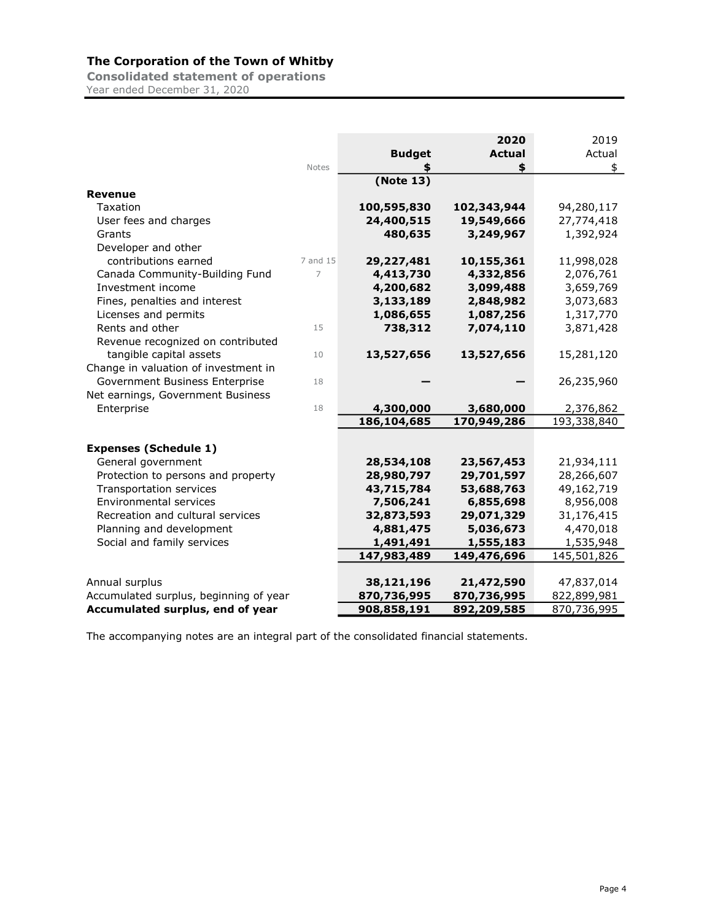# The Corporation of the Town of Whitby

## Consolidated statement of operations

Year ended December 31, 2020

| | Notes | Budget $ (Note 13) | 2020 Actual $ | 2019 Actual $ |
|---|---|---|---|---|
| **Revenue** | | | | |
| Taxation | | **100,595,830** | **102,343,944** | 94,280,117 |
| User fees and charges | | **24,400,515** | **19,549,666** | 27,774,418 |
| Grants | | **480,635** | **3,249,967** | 1,392,924 |
| Developer and other contributions earned | 7 and 15 | **29,227,481** | **10,155,361** | 11,998,028 |
| Canada Community-Building Fund | 7 | **4,413,730** | **4,332,856** | 2,076,761 |
| Investment income | | **4,200,682** | **3,099,488** | 3,659,769 |
| Fines, penalties and interest | | **3,133,189** | **2,848,982** | 3,073,683 |
| Licenses and permits | | **1,086,655** | **1,087,256** | 1,317,770 |
| Rents and other | 15 | **738,312** | **7,074,110** | 3,871,428 |
| Revenue recognized on contributed tangible capital assets | 10 | **13,527,656** | **13,527,656** | 15,281,120 |
| Change in valuation of investment in Government Business Enterprise | 18 | **—** | **—** | 26,235,960 |
| Net earnings, Government Business Enterprise | 18 | **4,300,000** | **3,680,000** | 2,376,862 |
| | | **186,104,685** | **170,949,286** | 193,338,840 |
| **Expenses (Schedule 1)** | | | | |
| General government | | **28,534,108** | **23,567,453** | 21,934,111 |
| Protection to persons and property | | **28,980,797** | **29,701,597** | 28,266,607 |
| Transportation services | | **43,715,784** | **53,688,763** | 49,162,719 |
| Environmental services | | **7,506,241** | **6,855,698** | 8,956,008 |
| Recreation and cultural services | | **32,873,593** | **29,071,329** | 31,176,415 |
| Planning and development | | **4,881,475** | **5,036,673** | 4,470,018 |
| Social and family services | | **1,491,491** | **1,555,183** | 1,535,948 |
| | | **147,983,489** | **149,476,696** | 145,501,826 |
| Annual surplus | | **38,121,196** | **21,472,590** | 47,837,014 |
| Accumulated surplus, beginning of year | | **870,736,995** | **870,736,995** | 822,899,981 |
| **Accumulated surplus, end of year** | | **908,858,191** | **892,209,585** | 870,736,995 |

The accompanying notes are an integral part of the consolidated financial statements.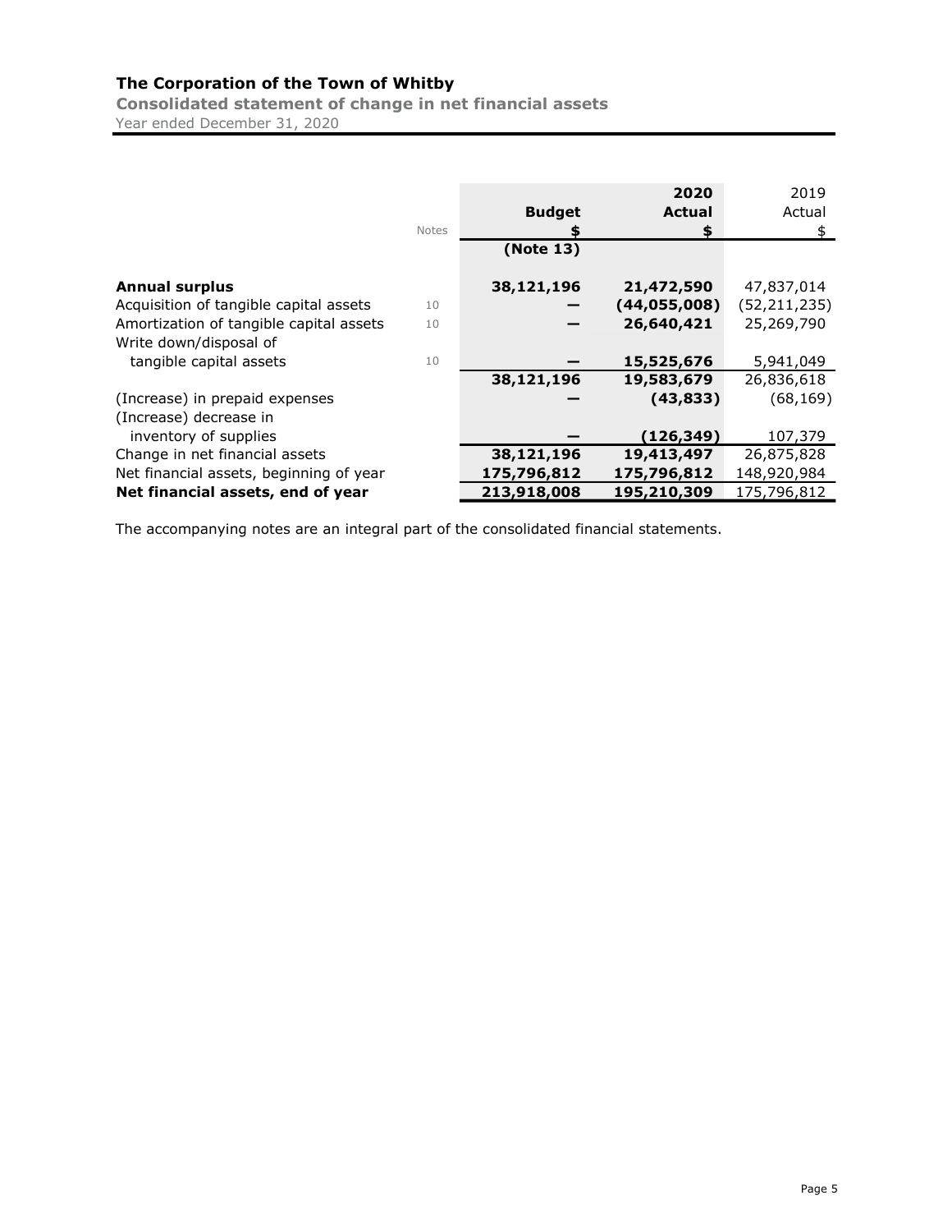# The Corporation of the Town of Whitby

## Consolidated statement of change in net financial assets

Year ended December 31, 2020

| | Notes | Budget<br>$<br>(Note 13) | 2020<br>Actual<br>$ | 2019<br>Actual<br>$ |
|---|---|---|---|---|
| **Annual surplus** | | **38,121,196** | **21,472,590** | 47,837,014 |
| Acquisition of tangible capital assets | 10 | **—** | **(44,055,008)** | (52,211,235) |
| Amortization of tangible capital assets | 10 | **—** | **26,640,421** | 25,269,790 |
| Write down/disposal of tangible capital assets | 10 | **—** | **15,525,676** | 5,941,049 |
| | | **38,121,196** | **19,583,679** | 26,836,618 |
| (Increase) in prepaid expenses | | **—** | **(43,833)** | (68,169) |
| (Increase) decrease in inventory of supplies | | **—** | **(126,349)** | 107,379 |
| Change in net financial assets | | **38,121,196** | **19,413,497** | 26,875,828 |
| Net financial assets, beginning of year | | **175,796,812** | **175,796,812** | 148,920,984 |
| **Net financial assets, end of year** | | **213,918,008** | **195,210,309** | 175,796,812 |

The accompanying notes are an integral part of the consolidated financial statements.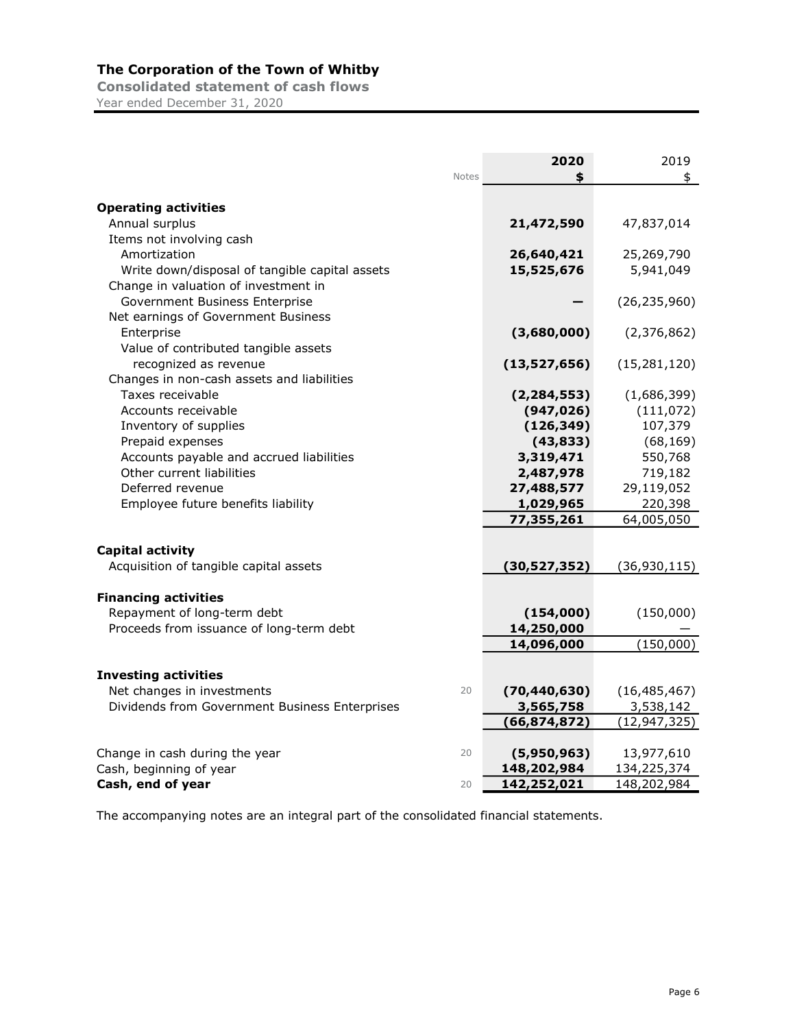# The Corporation of the Town of Whitby

**Consolidated statement of cash flows**

Year ended December 31, 2020

| | Notes | 2020<br>$ | 2019<br>$ |
|---|---|---|---|
| **Operating activities** | | | |
| Annual surplus | | **21,472,590** | 47,837,014 |
| Items not involving cash | | | |
| Amortization | | **26,640,421** | 25,269,790 |
| Write down/disposal of tangible capital assets | | **15,525,676** | 5,941,049 |
| Change in valuation of investment in Government Business Enterprise | | **—** | (26,235,960) |
| Net earnings of Government Business Enterprise | | **(3,680,000)** | (2,376,862) |
| Value of contributed tangible assets recognized as revenue | | **(13,527,656)** | (15,281,120) |
| Changes in non-cash assets and liabilities | | | |
| Taxes receivable | | **(2,284,553)** | (1,686,399) |
| Accounts receivable | | **(947,026)** | (111,072) |
| Inventory of supplies | | **(126,349)** | 107,379 |
| Prepaid expenses | | **(43,833)** | (68,169) |
| Accounts payable and accrued liabilities | | **3,319,471** | 550,768 |
| Other current liabilities | | **2,487,978** | 719,182 |
| Deferred revenue | | **27,488,577** | 29,119,052 |
| Employee future benefits liability | | **1,029,965** | 220,398 |
| | | **77,355,261** | 64,005,050 |
| **Capital activity** | | | |
| Acquisition of tangible capital assets | | **(30,527,352)** | (36,930,115) |
| **Financing activities** | | | |
| Repayment of long-term debt | | **(154,000)** | (150,000) |
| Proceeds from issuance of long-term debt | | **14,250,000** | — |
| | | **14,096,000** | (150,000) |
| **Investing activities** | | | |
| Net changes in investments | 20 | **(70,440,630)** | (16,485,467) |
| Dividends from Government Business Enterprises | | **3,565,758** | 3,538,142 |
| | | **(66,874,872)** | (12,947,325) |
| Change in cash during the year | 20 | **(5,950,963)** | 13,977,610 |
| Cash, beginning of year | | **148,202,984** | 134,225,374 |
| **Cash, end of year** | 20 | **142,252,021** | 148,202,984 |

The accompanying notes are an integral part of the consolidated financial statements.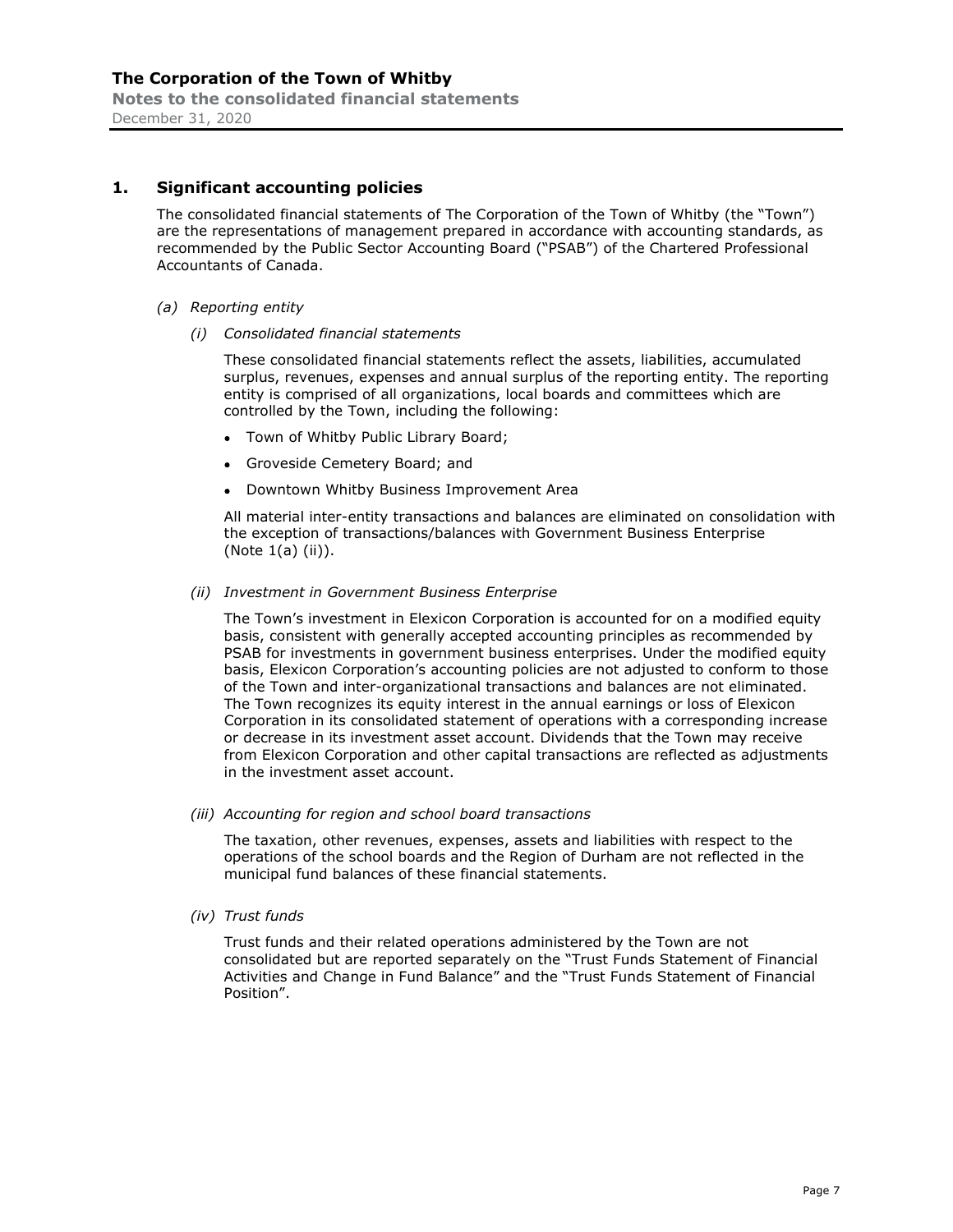## 1. Significant accounting policies

The consolidated financial statements of The Corporation of the Town of Whitby (the "Town") are the representations of management prepared in accordance with accounting standards, as recommended by the Public Sector Accounting Board ("PSAB") of the Chartered Professional Accountants of Canada.

*(a) Reporting entity*

*(i) Consolidated financial statements*

These consolidated financial statements reflect the assets, liabilities, accumulated surplus, revenues, expenses and annual surplus of the reporting entity. The reporting entity is comprised of all organizations, local boards and committees which are controlled by the Town, including the following:

- Town of Whitby Public Library Board;
- Groveside Cemetery Board; and
- Downtown Whitby Business Improvement Area

All material inter-entity transactions and balances are eliminated on consolidation with the exception of transactions/balances with Government Business Enterprise (Note 1(a) (ii)).

*(ii) Investment in Government Business Enterprise*

The Town's investment in Elexicon Corporation is accounted for on a modified equity basis, consistent with generally accepted accounting principles as recommended by PSAB for investments in government business enterprises. Under the modified equity basis, Elexicon Corporation's accounting policies are not adjusted to conform to those of the Town and inter-organizational transactions and balances are not eliminated. The Town recognizes its equity interest in the annual earnings or loss of Elexicon Corporation in its consolidated statement of operations with a corresponding increase or decrease in its investment asset account. Dividends that the Town may receive from Elexicon Corporation and other capital transactions are reflected as adjustments in the investment asset account.

*(iii) Accounting for region and school board transactions*

The taxation, other revenues, expenses, assets and liabilities with respect to the operations of the school boards and the Region of Durham are not reflected in the municipal fund balances of these financial statements.

*(iv) Trust funds*

Trust funds and their related operations administered by the Town are not consolidated but are reported separately on the "Trust Funds Statement of Financial Activities and Change in Fund Balance" and the "Trust Funds Statement of Financial Position".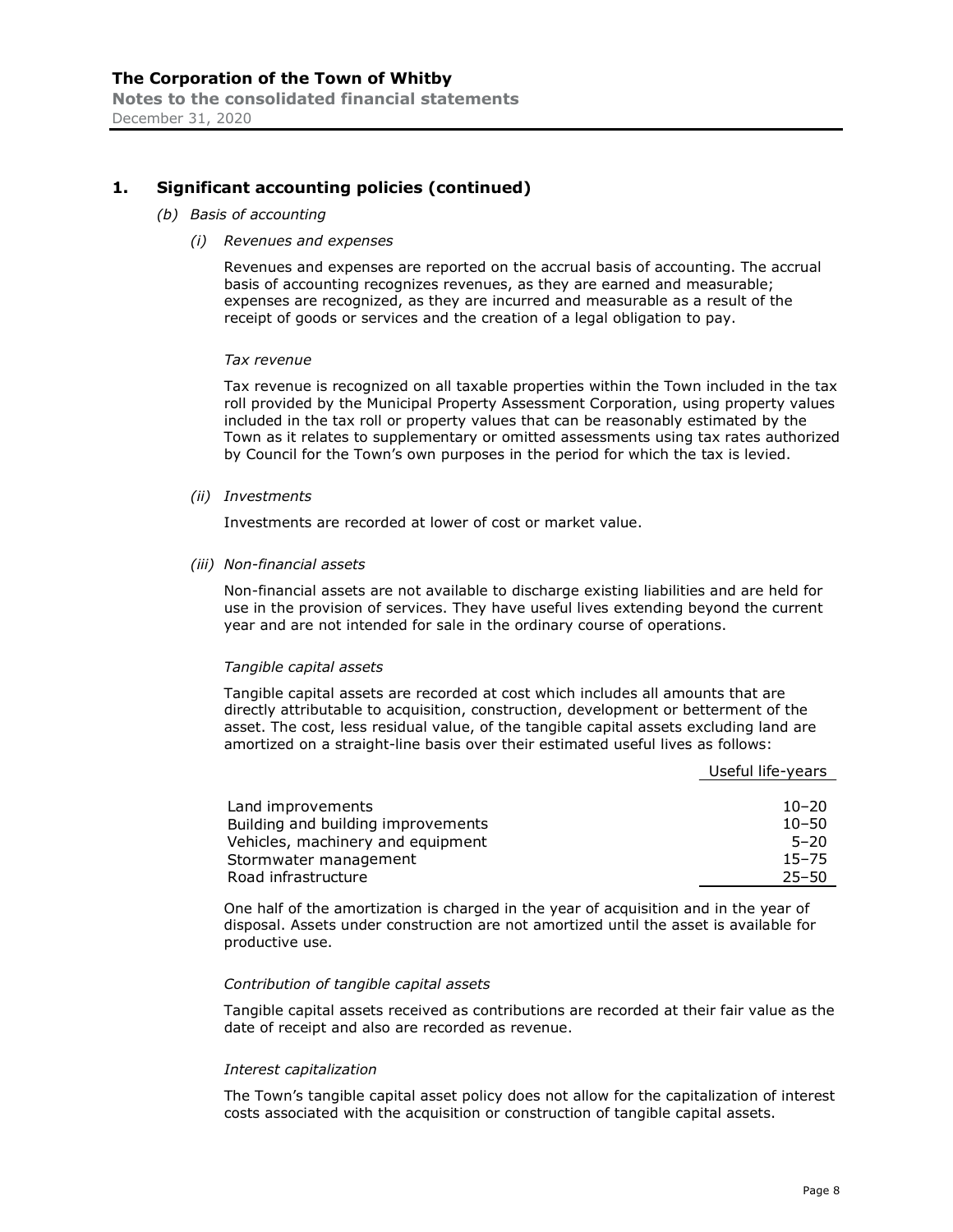## 1. Significant accounting policies (continued)

### *(b) Basis of accounting*

#### *(i) Revenues and expenses*

Revenues and expenses are reported on the accrual basis of accounting. The accrual basis of accounting recognizes revenues, as they are earned and measurable; expenses are recognized, as they are incurred and measurable as a result of the receipt of goods or services and the creation of a legal obligation to pay.

*Tax revenue*

Tax revenue is recognized on all taxable properties within the Town included in the tax roll provided by the Municipal Property Assessment Corporation, using property values included in the tax roll or property values that can be reasonably estimated by the Town as it relates to supplementary or omitted assessments using tax rates authorized by Council for the Town's own purposes in the period for which the tax is levied.

#### *(ii) Investments*

Investments are recorded at lower of cost or market value.

#### *(iii) Non-financial assets*

Non-financial assets are not available to discharge existing liabilities and are held for use in the provision of services. They have useful lives extending beyond the current year and are not intended for sale in the ordinary course of operations.

*Tangible capital assets*

Tangible capital assets are recorded at cost which includes all amounts that are directly attributable to acquisition, construction, development or betterment of the asset. The cost, less residual value, of the tangible capital assets excluding land are amortized on a straight-line basis over their estimated useful lives as follows:

| | Useful life-years |
|---|---|
| Land improvements | 10–20 |
| Building and building improvements | 10–50 |
| Vehicles, machinery and equipment | 5–20 |
| Stormwater management | 15–75 |
| Road infrastructure | 25–50 |

One half of the amortization is charged in the year of acquisition and in the year of disposal. Assets under construction are not amortized until the asset is available for productive use.

*Contribution of tangible capital assets*

Tangible capital assets received as contributions are recorded at their fair value as the date of receipt and also are recorded as revenue.

*Interest capitalization*

The Town's tangible capital asset policy does not allow for the capitalization of interest costs associated with the acquisition or construction of tangible capital assets.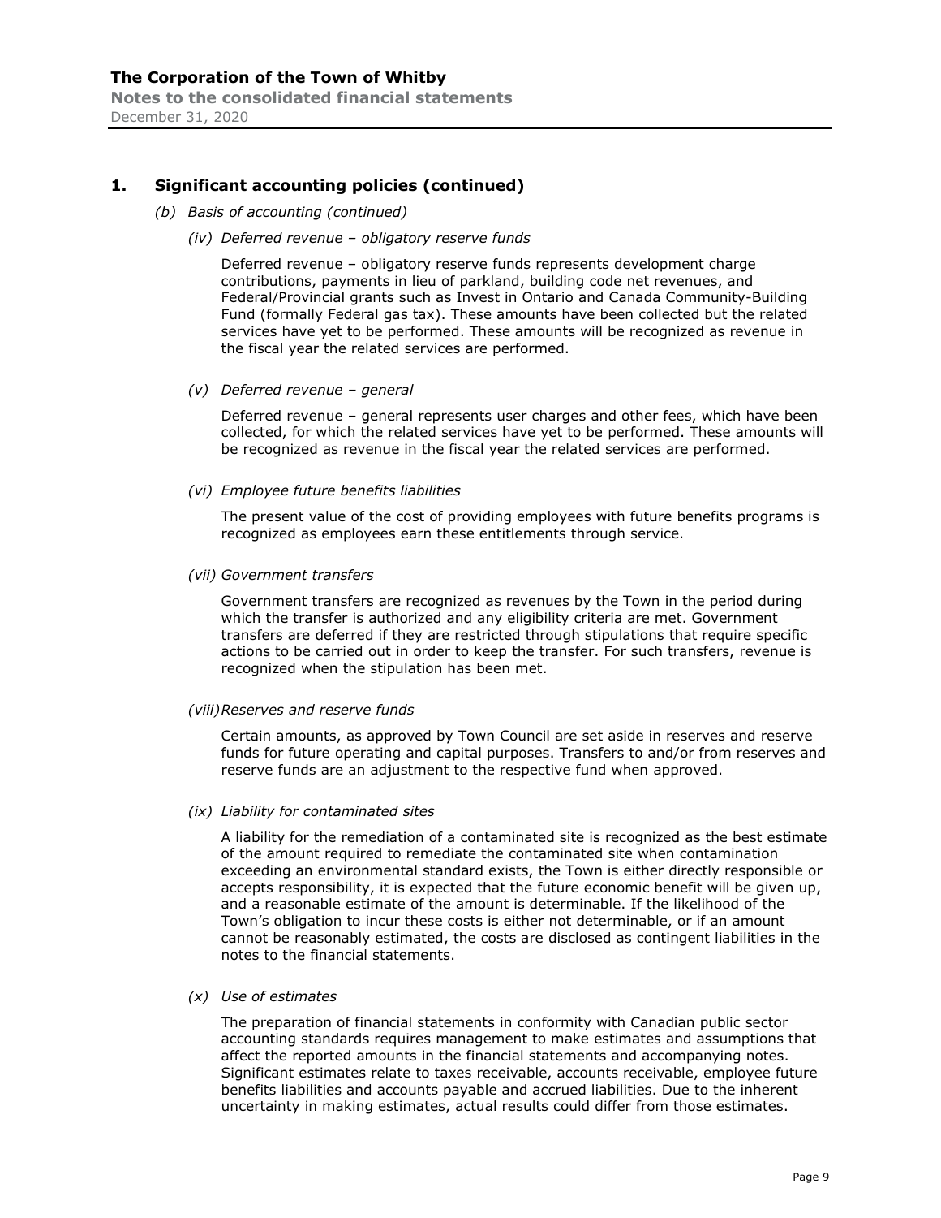## 1. Significant accounting policies (continued)

*(b) Basis of accounting (continued)*

*(iv) Deferred revenue – obligatory reserve funds*

Deferred revenue – obligatory reserve funds represents development charge contributions, payments in lieu of parkland, building code net revenues, and Federal/Provincial grants such as Invest in Ontario and Canada Community-Building Fund (formally Federal gas tax). These amounts have been collected but the related services have yet to be performed. These amounts will be recognized as revenue in the fiscal year the related services are performed.

*(v) Deferred revenue – general*

Deferred revenue – general represents user charges and other fees, which have been collected, for which the related services have yet to be performed. These amounts will be recognized as revenue in the fiscal year the related services are performed.

*(vi) Employee future benefits liabilities*

The present value of the cost of providing employees with future benefits programs is recognized as employees earn these entitlements through service.

*(vii) Government transfers*

Government transfers are recognized as revenues by the Town in the period during which the transfer is authorized and any eligibility criteria are met. Government transfers are deferred if they are restricted through stipulations that require specific actions to be carried out in order to keep the transfer. For such transfers, revenue is recognized when the stipulation has been met.

*(viii) Reserves and reserve funds*

Certain amounts, as approved by Town Council are set aside in reserves and reserve funds for future operating and capital purposes. Transfers to and/or from reserves and reserve funds are an adjustment to the respective fund when approved.

*(ix) Liability for contaminated sites*

A liability for the remediation of a contaminated site is recognized as the best estimate of the amount required to remediate the contaminated site when contamination exceeding an environmental standard exists, the Town is either directly responsible or accepts responsibility, it is expected that the future economic benefit will be given up, and a reasonable estimate of the amount is determinable. If the likelihood of the Town's obligation to incur these costs is either not determinable, or if an amount cannot be reasonably estimated, the costs are disclosed as contingent liabilities in the notes to the financial statements.

*(x) Use of estimates*

The preparation of financial statements in conformity with Canadian public sector accounting standards requires management to make estimates and assumptions that affect the reported amounts in the financial statements and accompanying notes. Significant estimates relate to taxes receivable, accounts receivable, employee future benefits liabilities and accounts payable and accrued liabilities. Due to the inherent uncertainty in making estimates, actual results could differ from those estimates.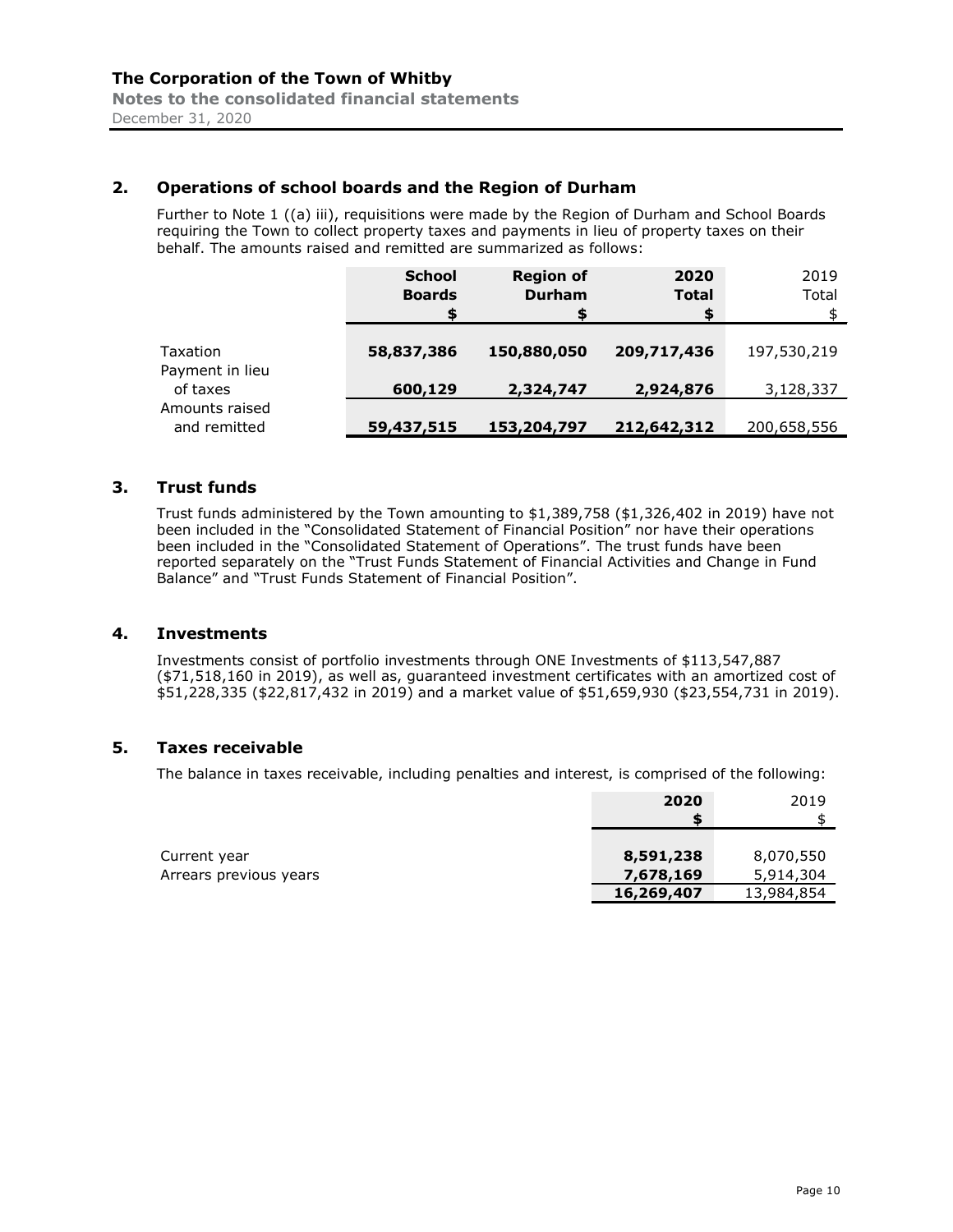## 2. Operations of school boards and the Region of Durham

Further to Note 1 ((a) iii), requisitions were made by the Region of Durham and School Boards requiring the Town to collect property taxes and payments in lieu of property taxes on their behalf. The amounts raised and remitted are summarized as follows:

| | School Boards $ | Region of Durham $ | 2020 Total $ | 2019 Total $ |
|---|---|---|---|---|
| Taxation | **58,837,386** | **150,880,050** | **209,717,436** | 197,530,219 |
| Payment in lieu of taxes | **600,129** | **2,324,747** | **2,924,876** | 3,128,337 |
| Amounts raised and remitted | **59,437,515** | **153,204,797** | **212,642,312** | 200,658,556 |

## 3. Trust funds

Trust funds administered by the Town amounting to $1,389,758 ($1,326,402 in 2019) have not been included in the "Consolidated Statement of Financial Position" nor have their operations been included in the "Consolidated Statement of Operations". The trust funds have been reported separately on the "Trust Funds Statement of Financial Activities and Change in Fund Balance" and "Trust Funds Statement of Financial Position".

## 4. Investments

Investments consist of portfolio investments through ONE Investments of $113,547,887 ($71,518,160 in 2019), as well as, guaranteed investment certificates with an amortized cost of $51,228,335 ($22,817,432 in 2019) and a market value of $51,659,930 ($23,554,731 in 2019).

## 5. Taxes receivable

The balance in taxes receivable, including penalties and interest, is comprised of the following:

| | 2020 $ | 2019 $ |
|---|---|---|
| Current year | **8,591,238** | 8,070,550 |
| Arrears previous years | **7,678,169** | 5,914,304 |
| | **16,269,407** | 13,984,854 |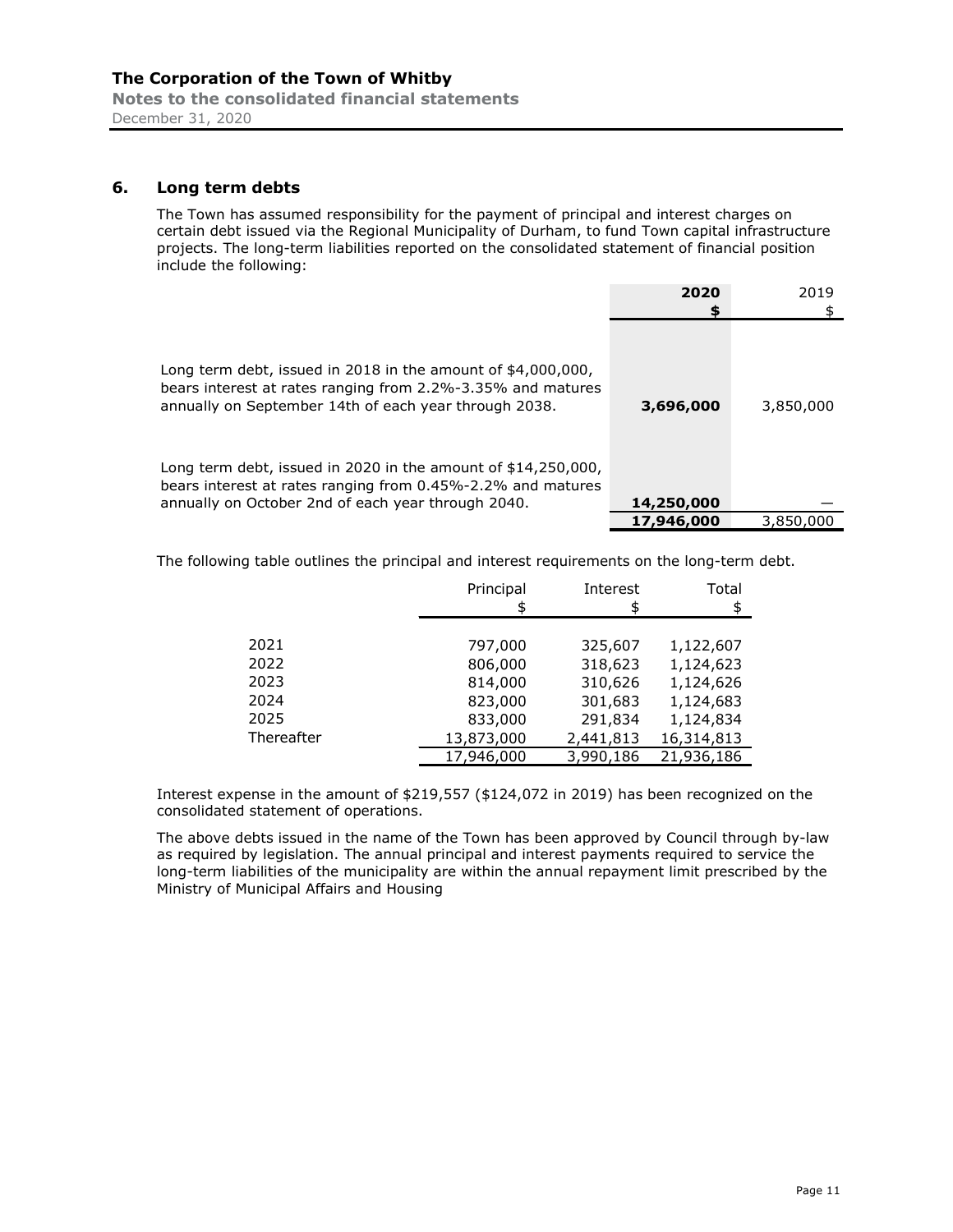## 6. Long term debts

The Town has assumed responsibility for the payment of principal and interest charges on certain debt issued via the Regional Municipality of Durham, to fund Town capital infrastructure projects. The long-term liabilities reported on the consolidated statement of financial position include the following:

| | **2020** **$** | 2019 $ |
|---|---|---|
| Long term debt, issued in 2018 in the amount of $4,000,000, bears interest at rates ranging from 2.2%-3.35% and matures annually on September 14th of each year through 2038. | **3,696,000** | 3,850,000 |
| Long term debt, issued in 2020 in the amount of $14,250,000, bears interest at rates ranging from 0.45%-2.2% and matures annually on October 2nd of each year through 2040. | **14,250,000** | — |
| | **17,946,000** | 3,850,000 |

The following table outlines the principal and interest requirements on the long-term debt.

| | Principal $ | Interest $ | Total $ |
|---|---|---|---|
| 2021 | 797,000 | 325,607 | 1,122,607 |
| 2022 | 806,000 | 318,623 | 1,124,623 |
| 2023 | 814,000 | 310,626 | 1,124,626 |
| 2024 | 823,000 | 301,683 | 1,124,683 |
| 2025 | 833,000 | 291,834 | 1,124,834 |
| Thereafter | 13,873,000 | 2,441,813 | 16,314,813 |
| | 17,946,000 | 3,990,186 | 21,936,186 |

Interest expense in the amount of $219,557 ($124,072 in 2019) has been recognized on the consolidated statement of operations.

The above debts issued in the name of the Town has been approved by Council through by-law as required by legislation. The annual principal and interest payments required to service the long-term liabilities of the municipality are within the annual repayment limit prescribed by the Ministry of Municipal Affairs and Housing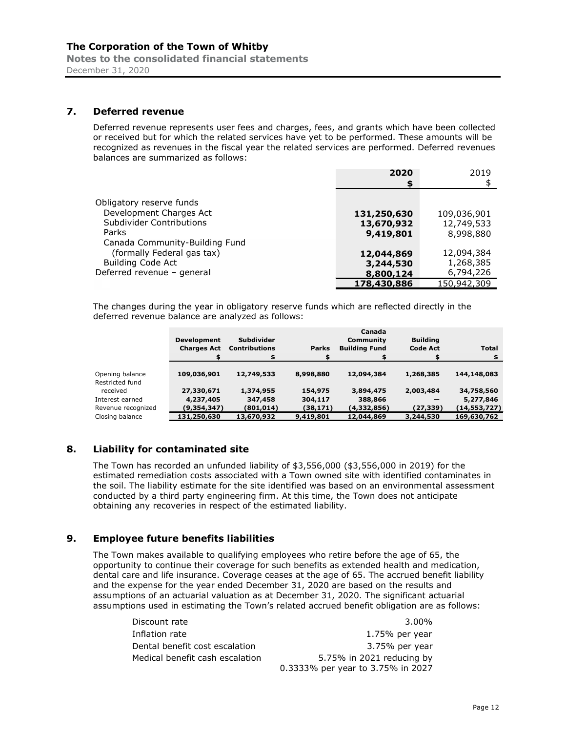## 7. Deferred revenue

Deferred revenue represents user fees and charges, fees, and grants which have been collected or received but for which the related services have yet to be performed. These amounts will be recognized as revenues in the fiscal year the related services are performed. Deferred revenues balances are summarized as follows:

| | **2020** | 2019 |
|---|---|---|
| | **$** | $ |
| Obligatory reserve funds | | |
| Development Charges Act | **131,250,630** | 109,036,901 |
| Subdivider Contributions | **13,670,932** | 12,749,533 |
| Parks | **9,419,801** | 8,998,880 |
| Canada Community-Building Fund (formally Federal gas tax) | **12,044,869** | 12,094,384 |
| Building Code Act | **3,244,530** | 1,268,385 |
| Deferred revenue – general | **8,800,124** | 6,794,226 |
| | **178,430,886** | 150,942,309 |

The changes during the year in obligatory reserve funds which are reflected directly in the deferred revenue balance are analyzed as follows:

| | Development Charges Act | Subdivider Contributions | Parks | Canada Community Building Fund | Building Code Act | Total |
|---|---|---|---|---|---|---|
| | $ | $ | $ | $ | $ | $ |
| Opening balance | 109,036,901 | 12,749,533 | 8,998,880 | 12,094,384 | 1,268,385 | 144,148,083 |
| Restricted fund received | 27,330,671 | 1,374,955 | 154,975 | 3,894,475 | 2,003,484 | 34,758,560 |
| Interest earned | 4,237,405 | 347,458 | 304,117 | 388,866 | — | 5,277,846 |
| Revenue recognized | (9,354,347) | (801,014) | (38,171) | (4,332,856) | (27,339) | (14,553,727) |
| Closing balance | 131,250,630 | 13,670,932 | 9,419,801 | 12,044,869 | 3,244,530 | 169,630,762 |

## 8. Liability for contaminated site

The Town has recorded an unfunded liability of $3,556,000 ($3,556,000 in 2019) for the estimated remediation costs associated with a Town owned site with identified contaminates in the soil. The liability estimate for the site identified was based on an environmental assessment conducted by a third party engineering firm. At this time, the Town does not anticipate obtaining any recoveries in respect of the estimated liability.

## 9. Employee future benefits liabilities

The Town makes available to qualifying employees who retire before the age of 65, the opportunity to continue their coverage for such benefits as extended health and medication, dental care and life insurance. Coverage ceases at the age of 65. The accrued benefit liability and the expense for the year ended December 31, 2020 are based on the results and assumptions of an actuarial valuation as at December 31, 2020. The significant actuarial assumptions used in estimating the Town's related accrued benefit obligation are as follows:

| | |
|---|---|
| Discount rate | 3.00% |
| Inflation rate | 1.75% per year |
| Dental benefit cost escalation | 3.75% per year |
| Medical benefit cash escalation | 5.75% in 2021 reducing by 0.3333% per year to 3.75% in 2027 |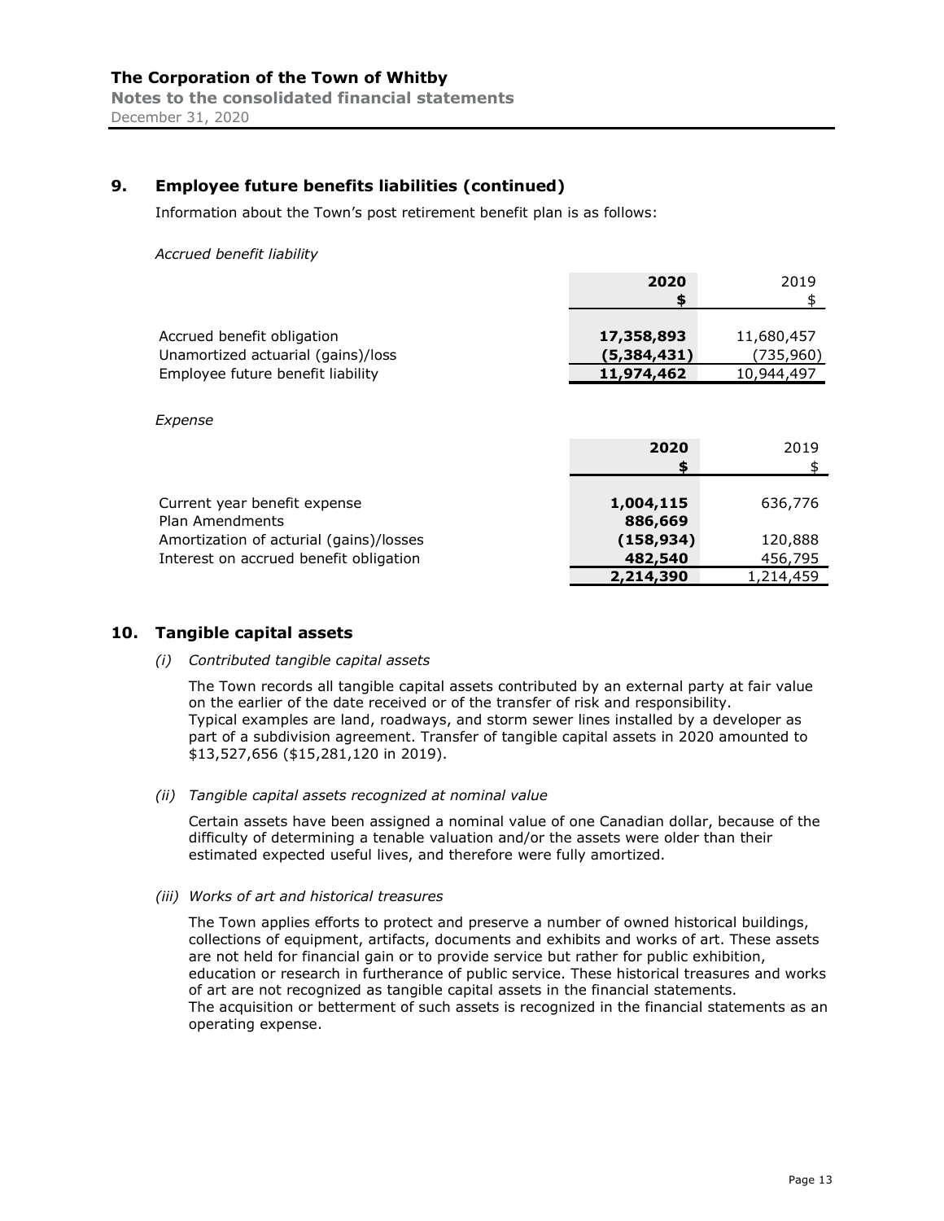## 9. Employee future benefits liabilities (continued)

Information about the Town's post retirement benefit plan is as follows:

*Accrued benefit liability*

| | **2020** | 2019 |
|---|---|---|
| | **$** | $ |
| Accrued benefit obligation | **17,358,893** | 11,680,457 |
| Unamortized actuarial (gains)/loss | **(5,384,431)** | (735,960) |
| Employee future benefit liability | **11,974,462** | 10,944,497 |

*Expense*

| | **2020** | 2019 |
|---|---|---|
| | **$** | $ |
| Current year benefit expense | **1,004,115** | 636,776 |
| Plan Amendments | **886,669** | |
| Amortization of acturial (gains)/losses | **(158,934)** | 120,888 |
| Interest on accrued benefit obligation | **482,540** | 456,795 |
| | **2,214,390** | 1,214,459 |

## 10. Tangible capital assets

*(i) Contributed tangible capital assets*

The Town records all tangible capital assets contributed by an external party at fair value on the earlier of the date received or of the transfer of risk and responsibility. Typical examples are land, roadways, and storm sewer lines installed by a developer as part of a subdivision agreement. Transfer of tangible capital assets in 2020 amounted to $13,527,656 ($15,281,120 in 2019).

*(ii) Tangible capital assets recognized at nominal value*

Certain assets have been assigned a nominal value of one Canadian dollar, because of the difficulty of determining a tenable valuation and/or the assets were older than their estimated expected useful lives, and therefore were fully amortized.

*(iii) Works of art and historical treasures*

The Town applies efforts to protect and preserve a number of owned historical buildings, collections of equipment, artifacts, documents and exhibits and works of art. These assets are not held for financial gain or to provide service but rather for public exhibition, education or research in furtherance of public service. These historical treasures and works of art are not recognized as tangible capital assets in the financial statements. The acquisition or betterment of such assets is recognized in the financial statements as an operating expense.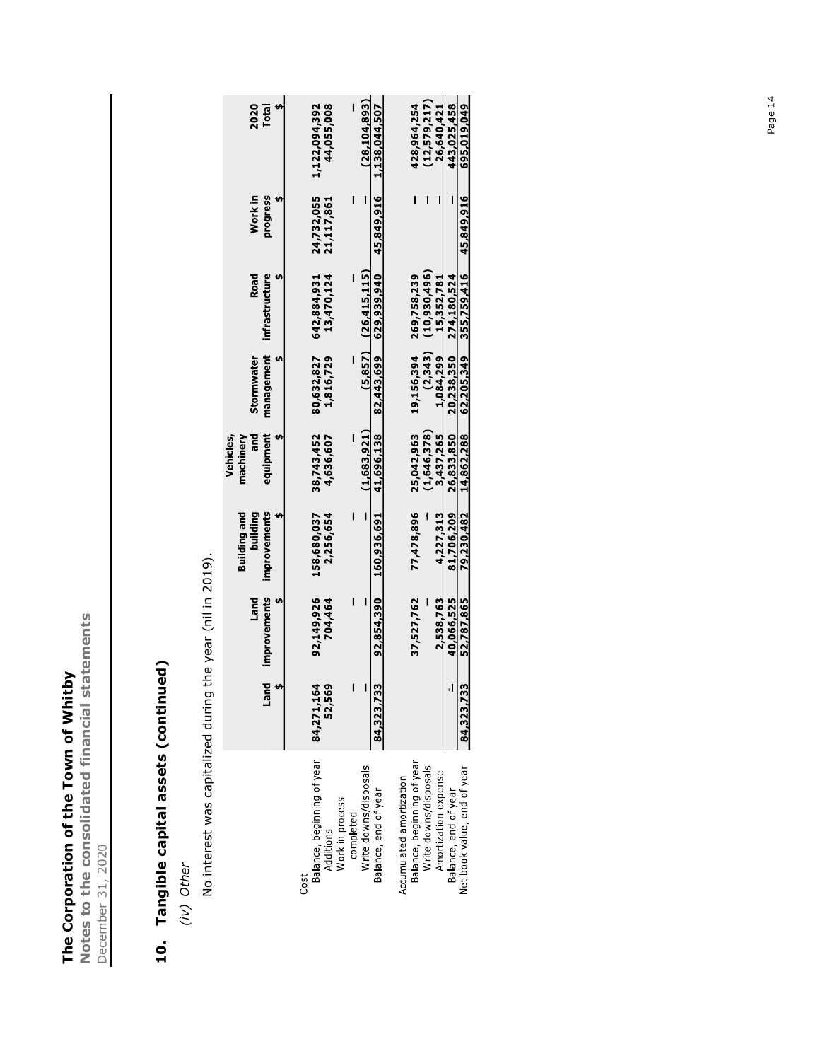# The Corporation of the Town of Whitby
## Notes to the consolidated financial statements
December 31, 2020

## 10. Tangible capital assets (continued)

*(iv) Other*

No interest was capitalized during the year (nil in 2019).

| | Land | Land improvements | Building and building improvements | Vehicles, machinery and equipment | Stormwater management | Road infrastructure | Work in progress | 2020 Total |
|---|---|---|---|---|---|---|---|---|
| | $ | $ | $ | $ | $ | $ | $ | $ |
| Cost | | | | | | | | |
| Balance, beginning of year | 84,271,164 | 92,149,926 | 158,680,037 | 38,743,452 | 80,632,827 | 642,884,931 | 24,732,055 | 1,122,094,392 |
| Additions | 52,569 | 704,464 | 2,256,654 | 4,636,607 | 1,816,729 | 13,470,124 | 21,117,861 | 44,055,008 |
| Work in process completed | – | – | – | – | – | – | – | – |
| Write downs/disposals | – | – | – | (1,683,921) | (5,857) | (26,415,115) | – | (28,104,893) |
| Balance, end of year | 84,323,733 | 92,854,390 | 160,936,691 | 41,696,138 | 82,443,699 | 629,939,940 | 45,849,916 | 1,138,044,507 |
| Accumulated amortization | | | | | | | | |
| Balance, beginning of year | | 37,527,762 | 77,478,896 | 25,042,963 | 19,156,394 | 269,758,239 | – | 428,964,254 |
| Write downs/disposals | | – | – | (1,646,378) | (2,343) | (10,930,496) | – | (12,579,217) |
| Amortization expense | | 2,538,763 | 4,227,313 | 3,437,265 | 1,084,299 | 15,352,781 | – | 26,640,421 |
| Balance, end of year | - | 40,066,525 | 81,706,209 | 26,833,850 | 20,238,350 | 274,180,524 | – | 443,025,458 |
| Net book value, end of year | 84,323,733 | 52,787,865 | 79,230,482 | 14,862,288 | 62,205,349 | 355,759,416 | 45,849,916 | 695,019,049 |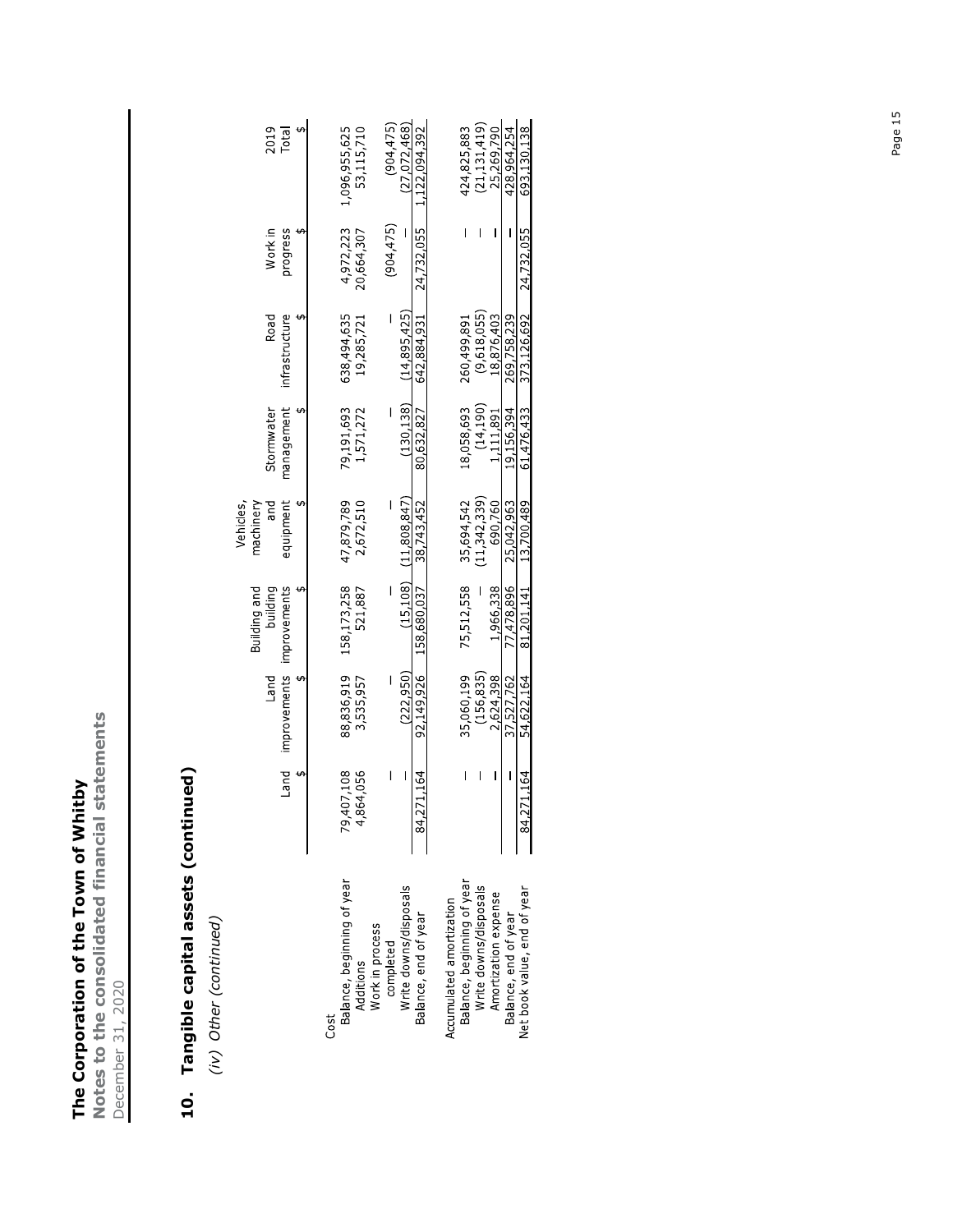**The Corporation of the Town of Whitby**
**Notes to the consolidated financial statements**
December 31, 2020

## 10. Tangible capital assets (continued)

*(iv) Other (continued)*

| | Land | Land improvements | Building and building improvements | Vehicles, machinery and equipment | Stormwater management | Road infrastructure | Work in progress | 2019 Total |
|---|---|---|---|---|---|---|---|---|
| | $ | $ | $ | $ | $ | $ | $ | $ |
| Cost | | | | | | | | |
| Balance, beginning of year | 79,407,108 | 88,836,919 | 158,173,258 | 47,879,789 | 79,191,693 | 638,494,635 | 4,972,223 | 1,096,955,625 |
| Additions | 4,864,056 | 3,535,957 | 521,887 | 2,672,510 | 1,571,272 | 19,285,721 | 20,664,307 | 53,115,710 |
| Work in process completed | — | — | — | — | — | — | (904,475) | (904,475) |
| Write downs/disposals | — | (222,950) | (15,108) | (11,808,847) | (130,138) | (14,895,425) | — | (27,072,468) |
| Balance, end of year | 84,271,164 | 92,149,926 | 158,680,037 | 38,743,452 | 80,632,827 | 642,884,931 | 24,732,055 | 1,122,094,392 |
| Accumulated amortization | | | | | | | | |
| Balance, beginning of year | — | 35,060,199 | 75,512,558 | 35,694,542 | 18,058,693 | 260,499,891 | — | 424,825,883 |
| Write downs/disposals | — | (156,835) | — | (11,342,339) | (14,190) | (9,618,055) | — | (21,131,419) |
| Amortization expense | — | 2,624,398 | 1,966,338 | 690,760 | 1,111,891 | 18,876,403 | — | 25,269,790 |
| Balance, end of year | — | 37,527,762 | 77,478,896 | 25,042,963 | 19,156,394 | 269,758,239 | — | 428,964,254 |
| Net book value, end of year | 84,271,164 | 54,622,164 | 81,201,141 | 13,700,489 | 61,476,433 | 373,126,692 | 24,732,055 | 693,130,138 |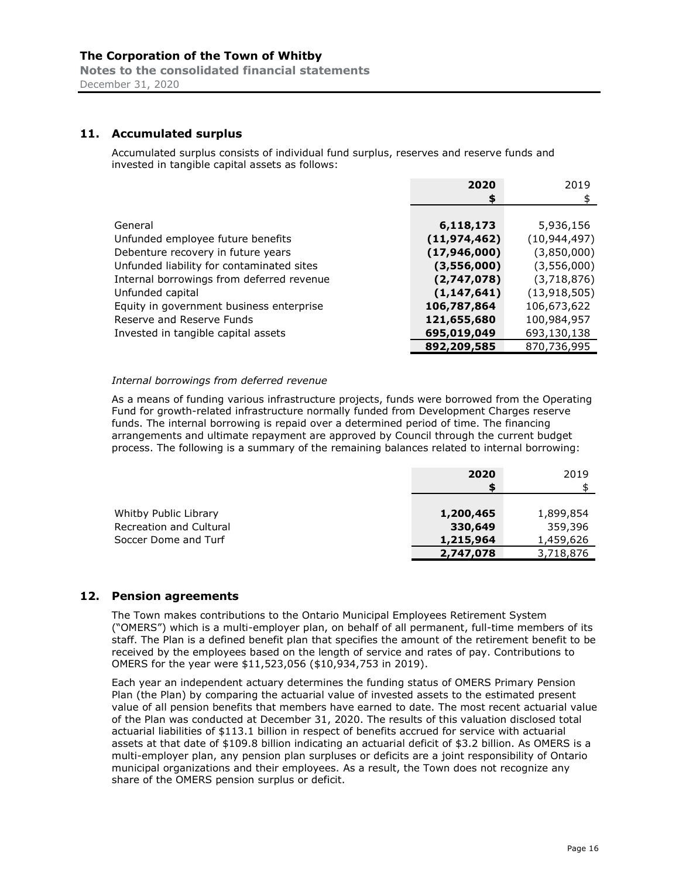## 11. Accumulated surplus

Accumulated surplus consists of individual fund surplus, reserves and reserve funds and invested in tangible capital assets as follows:

| | 2020 | 2019 |
|---|---|---|
| | $ | $ |
| General | 6,118,173 | 5,936,156 |
| Unfunded employee future benefits | (11,974,462) | (10,944,497) |
| Debenture recovery in future years | (17,946,000) | (3,850,000) |
| Unfunded liability for contaminated sites | (3,556,000) | (3,556,000) |
| Internal borrowings from deferred revenue | (2,747,078) | (3,718,876) |
| Unfunded capital | (1,147,641) | (13,918,505) |
| Equity in government business enterprise | 106,787,864 | 106,673,622 |
| Reserve and Reserve Funds | 121,655,680 | 100,984,957 |
| Invested in tangible capital assets | 695,019,049 | 693,130,138 |
| | 892,209,585 | 870,736,995 |

*Internal borrowings from deferred revenue*

As a means of funding various infrastructure projects, funds were borrowed from the Operating Fund for growth-related infrastructure normally funded from Development Charges reserve funds. The internal borrowing is repaid over a determined period of time. The financing arrangements and ultimate repayment are approved by Council through the current budget process. The following is a summary of the remaining balances related to internal borrowing:

| | 2020 | 2019 |
|---|---|---|
| | $ | $ |
| Whitby Public Library | 1,200,465 | 1,899,854 |
| Recreation and Cultural | 330,649 | 359,396 |
| Soccer Dome and Turf | 1,215,964 | 1,459,626 |
| | 2,747,078 | 3,718,876 |

## 12. Pension agreements

The Town makes contributions to the Ontario Municipal Employees Retirement System ("OMERS") which is a multi-employer plan, on behalf of all permanent, full-time members of its staff. The Plan is a defined benefit plan that specifies the amount of the retirement benefit to be received by the employees based on the length of service and rates of pay. Contributions to OMERS for the year were $11,523,056 ($10,934,753 in 2019).

Each year an independent actuary determines the funding status of OMERS Primary Pension Plan (the Plan) by comparing the actuarial value of invested assets to the estimated present value of all pension benefits that members have earned to date. The most recent actuarial value of the Plan was conducted at December 31, 2020. The results of this valuation disclosed total actuarial liabilities of $113.1 billion in respect of benefits accrued for service with actuarial assets at that date of $109.8 billion indicating an actuarial deficit of $3.2 billion. As OMERS is a multi-employer plan, any pension plan surpluses or deficits are a joint responsibility of Ontario municipal organizations and their employees. As a result, the Town does not recognize any share of the OMERS pension surplus or deficit.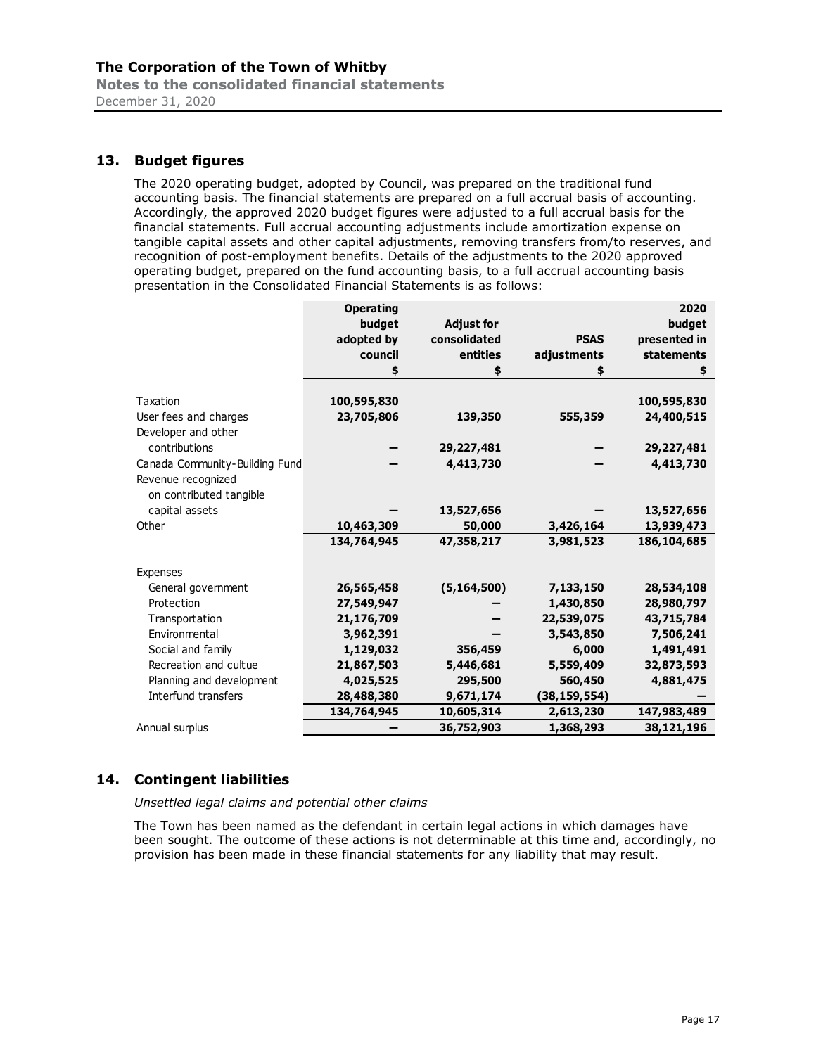## 13. Budget figures

The 2020 operating budget, adopted by Council, was prepared on the traditional fund accounting basis. The financial statements are prepared on a full accrual basis of accounting. Accordingly, the approved 2020 budget figures were adjusted to a full accrual basis for the financial statements. Full accrual accounting adjustments include amortization expense on tangible capital assets and other capital adjustments, removing transfers from/to reserves, and recognition of post-employment benefits. Details of the adjustments to the 2020 approved operating budget, prepared on the fund accounting basis, to a full accrual accounting basis presentation in the Consolidated Financial Statements is as follows:

| | Operating budget adopted by council $ | Adjust for consolidated entities $ | PSAS adjustments $ | 2020 budget presented in statements $ |
|---|---|---|---|---|
| Taxation | 100,595,830 | | | 100,595,830 |
| User fees and charges | 23,705,806 | 139,350 | 555,359 | 24,400,515 |
| Developer and other contributions | — | 29,227,481 | — | 29,227,481 |
| Canada Community-Building Fund | — | 4,413,730 | — | 4,413,730 |
| Revenue recognized on contributed tangible capital assets | — | 13,527,656 | — | 13,527,656 |
| Other | 10,463,309 | 50,000 | 3,426,164 | 13,939,473 |
| | 134,764,945 | 47,358,217 | 3,981,523 | 186,104,685 |
| Expenses | | | | |
| General government | 26,565,458 | (5,164,500) | 7,133,150 | 28,534,108 |
| Protection | 27,549,947 | — | 1,430,850 | 28,980,797 |
| Transportation | 21,176,709 | — | 22,539,075 | 43,715,784 |
| Environmental | 3,962,391 | — | 3,543,850 | 7,506,241 |
| Social and family | 1,129,032 | 356,459 | 6,000 | 1,491,491 |
| Recreation and cultue | 21,867,503 | 5,446,681 | 5,559,409 | 32,873,593 |
| Planning and development | 4,025,525 | 295,500 | 560,450 | 4,881,475 |
| Interfund transfers | 28,488,380 | 9,671,174 | (38,159,554) | — |
| | 134,764,945 | 10,605,314 | 2,613,230 | 147,983,489 |
| Annual surplus | — | 36,752,903 | 1,368,293 | 38,121,196 |

## 14. Contingent liabilities

*Unsettled legal claims and potential other claims*

The Town has been named as the defendant in certain legal actions in which damages have been sought. The outcome of these actions is not determinable at this time and, accordingly, no provision has been made in these financial statements for any liability that may result.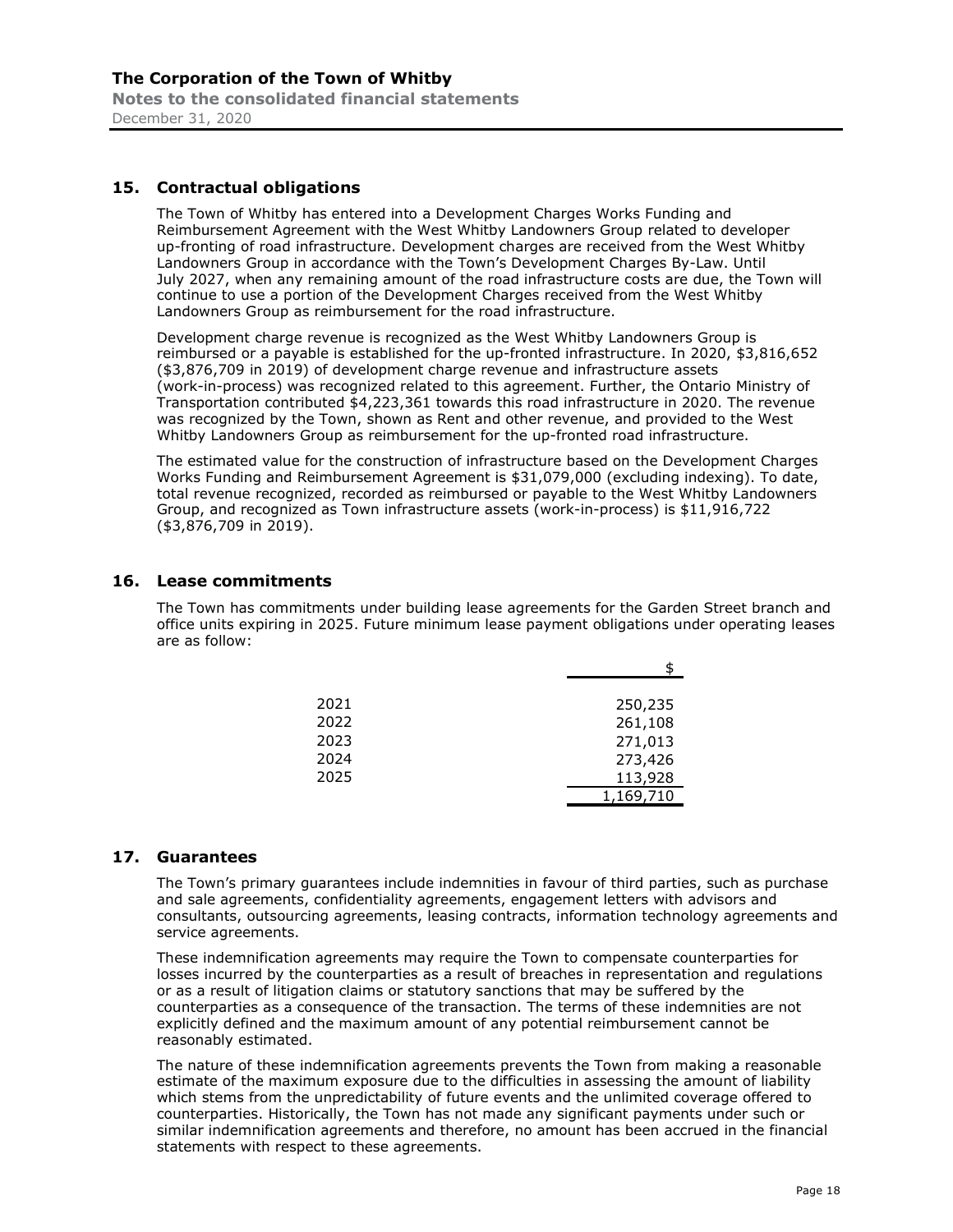## 15. Contractual obligations

The Town of Whitby has entered into a Development Charges Works Funding and Reimbursement Agreement with the West Whitby Landowners Group related to developer up-fronting of road infrastructure. Development charges are received from the West Whitby Landowners Group in accordance with the Town's Development Charges By-Law. Until July 2027, when any remaining amount of the road infrastructure costs are due, the Town will continue to use a portion of the Development Charges received from the West Whitby Landowners Group as reimbursement for the road infrastructure.

Development charge revenue is recognized as the West Whitby Landowners Group is reimbursed or a payable is established for the up-fronted infrastructure. In 2020, $3,816,652 ($3,876,709 in 2019) of development charge revenue and infrastructure assets (work-in-process) was recognized related to this agreement. Further, the Ontario Ministry of Transportation contributed $4,223,361 towards this road infrastructure in 2020. The revenue was recognized by the Town, shown as Rent and other revenue, and provided to the West Whitby Landowners Group as reimbursement for the up-fronted road infrastructure.

The estimated value for the construction of infrastructure based on the Development Charges Works Funding and Reimbursement Agreement is $31,079,000 (excluding indexing). To date, total revenue recognized, recorded as reimbursed or payable to the West Whitby Landowners Group, and recognized as Town infrastructure assets (work-in-process) is $11,916,722 ($3,876,709 in 2019).

## 16. Lease commitments

The Town has commitments under building lease agreements for the Garden Street branch and office units expiring in 2025. Future minimum lease payment obligations under operating leases are as follow:

| | $ |
|---|---|
| 2021 | 250,235 |
| 2022 | 261,108 |
| 2023 | 271,013 |
| 2024 | 273,426 |
| 2025 | 113,928 |
| | 1,169,710 |

## 17. Guarantees

The Town's primary guarantees include indemnities in favour of third parties, such as purchase and sale agreements, confidentiality agreements, engagement letters with advisors and consultants, outsourcing agreements, leasing contracts, information technology agreements and service agreements.

These indemnification agreements may require the Town to compensate counterparties for losses incurred by the counterparties as a result of breaches in representation and regulations or as a result of litigation claims or statutory sanctions that may be suffered by the counterparties as a consequence of the transaction. The terms of these indemnities are not explicitly defined and the maximum amount of any potential reimbursement cannot be reasonably estimated.

The nature of these indemnification agreements prevents the Town from making a reasonable estimate of the maximum exposure due to the difficulties in assessing the amount of liability which stems from the unpredictability of future events and the unlimited coverage offered to counterparties. Historically, the Town has not made any significant payments under such or similar indemnification agreements and therefore, no amount has been accrued in the financial statements with respect to these agreements.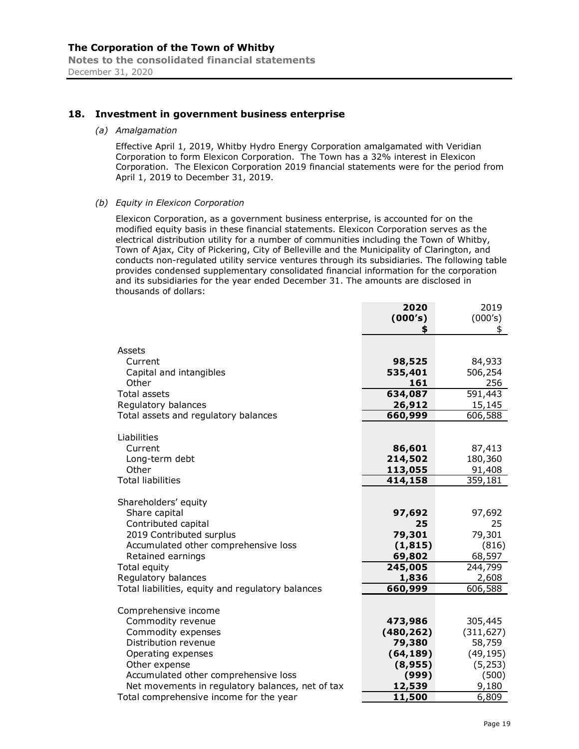## 18. Investment in government business enterprise

### *(a) Amalgamation*

Effective April 1, 2019, Whitby Hydro Energy Corporation amalgamated with Veridian Corporation to form Elexicon Corporation. The Town has a 32% interest in Elexicon Corporation. The Elexicon Corporation 2019 financial statements were for the period from April 1, 2019 to December 31, 2019.

### *(b) Equity in Elexicon Corporation*

Elexicon Corporation, as a government business enterprise, is accounted for on the modified equity basis in these financial statements. Elexicon Corporation serves as the electrical distribution utility for a number of communities including the Town of Whitby, Town of Ajax, City of Pickering, City of Belleville and the Municipality of Clarington, and conducts non-regulated utility service ventures through its subsidiaries. The following table provides condensed supplementary consolidated financial information for the corporation and its subsidiaries for the year ended December 31. The amounts are disclosed in thousands of dollars:

| | **2020 (000's) $** | 2019 (000's) $ |
|---|---|---|
| Assets | | |
| Current | **98,525** | 84,933 |
| Capital and intangibles | **535,401** | 506,254 |
| Other | **161** | 256 |
| Total assets | **634,087** | 591,443 |
| Regulatory balances | **26,912** | 15,145 |
| Total assets and regulatory balances | **660,999** | 606,588 |
| Liabilities | | |
| Current | **86,601** | 87,413 |
| Long-term debt | **214,502** | 180,360 |
| Other | **113,055** | 91,408 |
| Total liabilities | **414,158** | 359,181 |
| Shareholders' equity | | |
| Share capital | **97,692** | 97,692 |
| Contributed capital | **25** | 25 |
| 2019 Contributed surplus | **79,301** | 79,301 |
| Accumulated other comprehensive loss | **(1,815)** | (816) |
| Retained earnings | **69,802** | 68,597 |
| Total equity | **245,005** | 244,799 |
| Regulatory balances | **1,836** | 2,608 |
| Total liabilities, equity and regulatory balances | **660,999** | 606,588 |
| Comprehensive income | | |
| Commodity revenue | **473,986** | 305,445 |
| Commodity expenses | **(480,262)** | (311,627) |
| Distribution revenue | **79,380** | 58,759 |
| Operating expenses | **(64,189)** | (49,195) |
| Other expense | **(8,955)** | (5,253) |
| Accumulated other comprehensive loss | **(999)** | (500) |
| Net movements in regulatory balances, net of tax | **12,539** | 9,180 |
| Total comprehensive income for the year | **11,500** | 6,809 |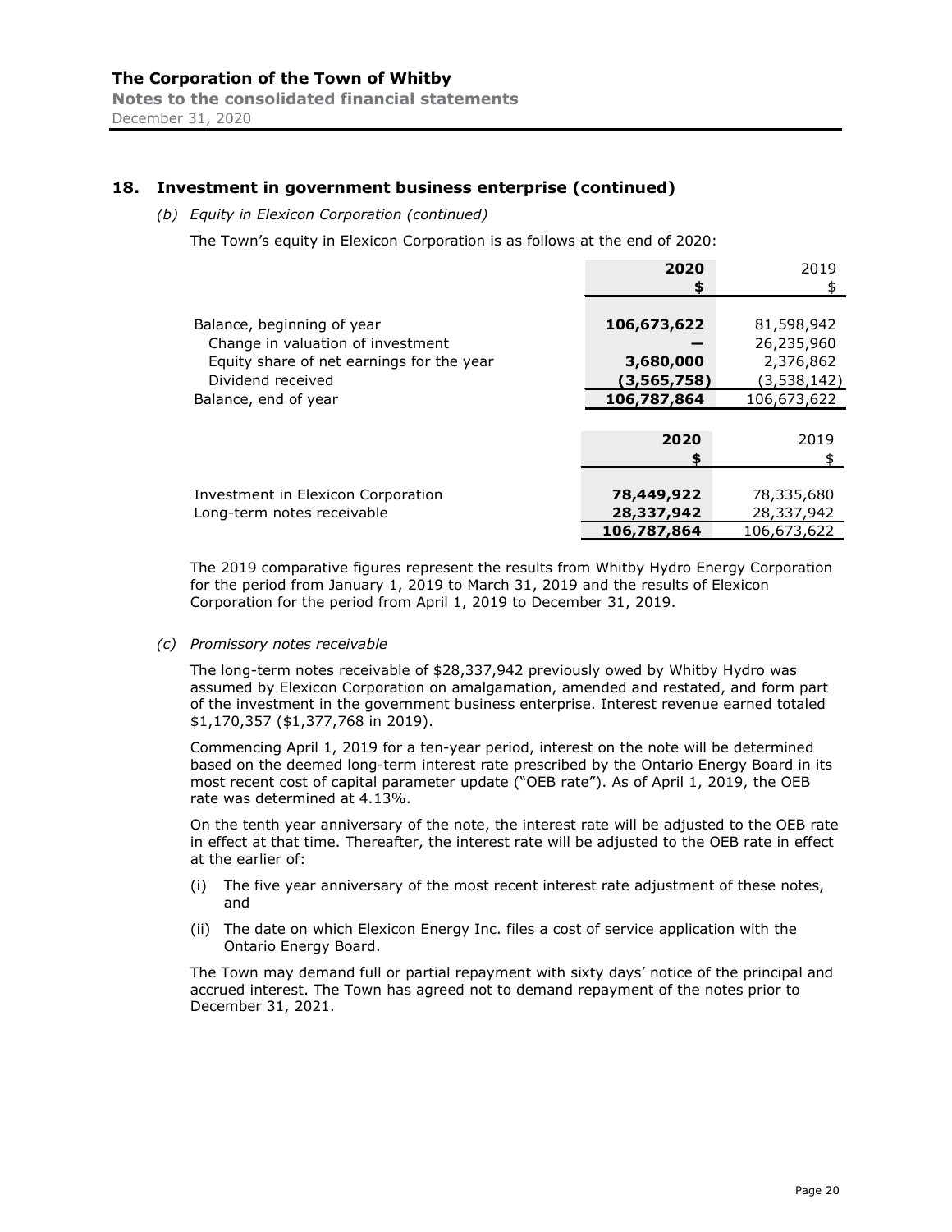## 18. Investment in government business enterprise (continued)

*(b) Equity in Elexicon Corporation (continued)*

The Town's equity in Elexicon Corporation is as follows at the end of 2020:

| | **2020** | 2019 |
|---|---|---|
| | **$** | $ |
| Balance, beginning of year | **106,673,622** | 81,598,942 |
| Change in valuation of investment | **—** | 26,235,960 |
| Equity share of net earnings for the year | **3,680,000** | 2,376,862 |
| Dividend received | **(3,565,758)** | (3,538,142) |
| Balance, end of year | **106,787,864** | 106,673,622 |

| | **2020** | 2019 |
|---|---|---|
| | **$** | $ |
| Investment in Elexicon Corporation | **78,449,922** | 78,335,680 |
| Long-term notes receivable | **28,337,942** | 28,337,942 |
| | **106,787,864** | 106,673,622 |

The 2019 comparative figures represent the results from Whitby Hydro Energy Corporation for the period from January 1, 2019 to March 31, 2019 and the results of Elexicon Corporation for the period from April 1, 2019 to December 31, 2019.

*(c) Promissory notes receivable*

The long-term notes receivable of $28,337,942 previously owed by Whitby Hydro was assumed by Elexicon Corporation on amalgamation, amended and restated, and form part of the investment in the government business enterprise. Interest revenue earned totaled $1,170,357 ($1,377,768 in 2019).

Commencing April 1, 2019 for a ten-year period, interest on the note will be determined based on the deemed long-term interest rate prescribed by the Ontario Energy Board in its most recent cost of capital parameter update ("OEB rate"). As of April 1, 2019, the OEB rate was determined at 4.13%.

On the tenth year anniversary of the note, the interest rate will be adjusted to the OEB rate in effect at that time. Thereafter, the interest rate will be adjusted to the OEB rate in effect at the earlier of:

(i) The five year anniversary of the most recent interest rate adjustment of these notes, and

(ii) The date on which Elexicon Energy Inc. files a cost of service application with the Ontario Energy Board.

The Town may demand full or partial repayment with sixty days' notice of the principal and accrued interest. The Town has agreed not to demand repayment of the notes prior to December 31, 2021.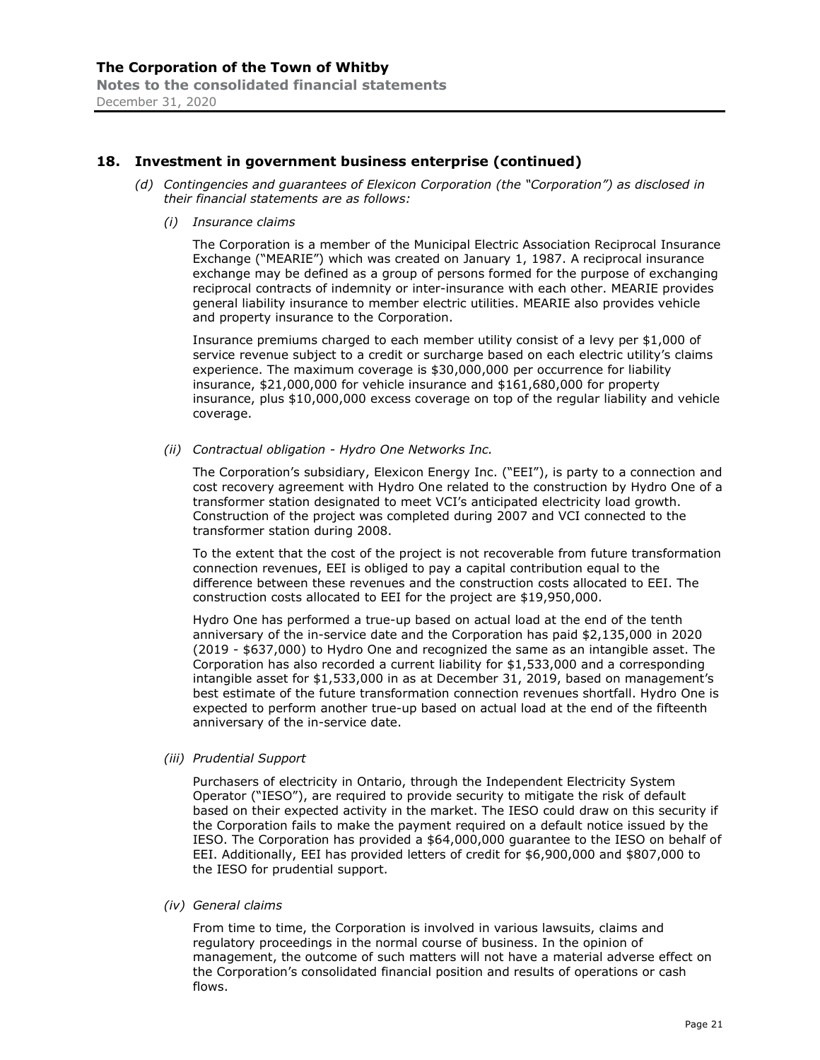## 18. Investment in government business enterprise (continued)

*(d) Contingencies and guarantees of Elexicon Corporation (the "Corporation") as disclosed in their financial statements are as follows:*

*(i) Insurance claims*

The Corporation is a member of the Municipal Electric Association Reciprocal Insurance Exchange ("MEARIE") which was created on January 1, 1987. A reciprocal insurance exchange may be defined as a group of persons formed for the purpose of exchanging reciprocal contracts of indemnity or inter-insurance with each other. MEARIE provides general liability insurance to member electric utilities. MEARIE also provides vehicle and property insurance to the Corporation.

Insurance premiums charged to each member utility consist of a levy per $1,000 of service revenue subject to a credit or surcharge based on each electric utility's claims experience. The maximum coverage is $30,000,000 per occurrence for liability insurance, $21,000,000 for vehicle insurance and $161,680,000 for property insurance, plus $10,000,000 excess coverage on top of the regular liability and vehicle coverage.

*(ii) Contractual obligation - Hydro One Networks Inc.*

The Corporation's subsidiary, Elexicon Energy Inc. ("EEI"), is party to a connection and cost recovery agreement with Hydro One related to the construction by Hydro One of a transformer station designated to meet VCI's anticipated electricity load growth. Construction of the project was completed during 2007 and VCI connected to the transformer station during 2008.

To the extent that the cost of the project is not recoverable from future transformation connection revenues, EEI is obliged to pay a capital contribution equal to the difference between these revenues and the construction costs allocated to EEI. The construction costs allocated to EEI for the project are $19,950,000.

Hydro One has performed a true-up based on actual load at the end of the tenth anniversary of the in-service date and the Corporation has paid $2,135,000 in 2020 (2019 - $637,000) to Hydro One and recognized the same as an intangible asset. The Corporation has also recorded a current liability for $1,533,000 and a corresponding intangible asset for $1,533,000 in as at December 31, 2019, based on management's best estimate of the future transformation connection revenues shortfall. Hydro One is expected to perform another true-up based on actual load at the end of the fifteenth anniversary of the in-service date.

*(iii) Prudential Support*

Purchasers of electricity in Ontario, through the Independent Electricity System Operator ("IESO"), are required to provide security to mitigate the risk of default based on their expected activity in the market. The IESO could draw on this security if the Corporation fails to make the payment required on a default notice issued by the IESO. The Corporation has provided a $64,000,000 guarantee to the IESO on behalf of EEI. Additionally, EEI has provided letters of credit for $6,900,000 and $807,000 to the IESO for prudential support.

*(iv) General claims*

From time to time, the Corporation is involved in various lawsuits, claims and regulatory proceedings in the normal course of business. In the opinion of management, the outcome of such matters will not have a material adverse effect on the Corporation's consolidated financial position and results of operations or cash flows.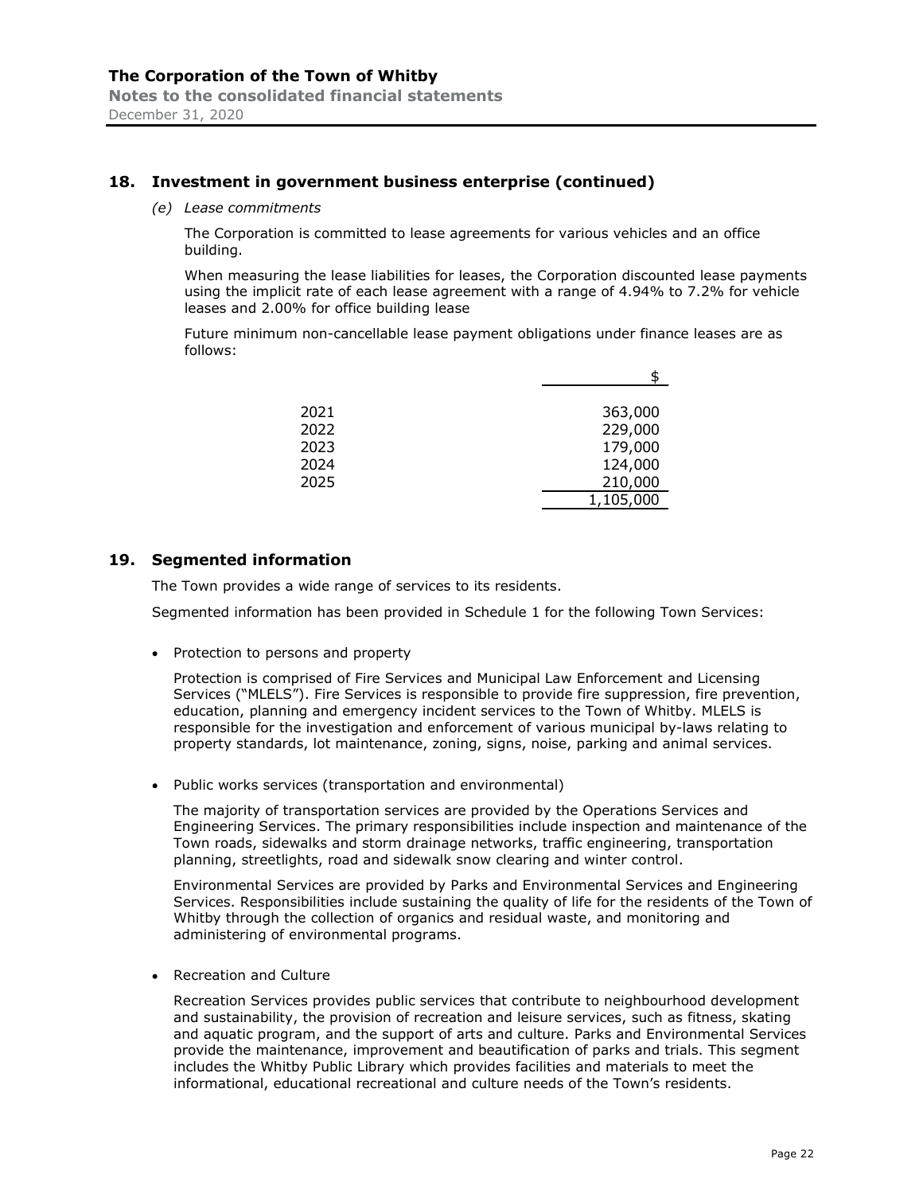## 18. Investment in government business enterprise (continued)

*(e) Lease commitments*

The Corporation is committed to lease agreements for various vehicles and an office building.

When measuring the lease liabilities for leases, the Corporation discounted lease payments using the implicit rate of each lease agreement with a range of 4.94% to 7.2% for vehicle leases and 2.00% for office building lease

Future minimum non-cancellable lease payment obligations under finance leases are as follows:

| | $ |
|---|---|
| 2021 | 363,000 |
| 2022 | 229,000 |
| 2023 | 179,000 |
| 2024 | 124,000 |
| 2025 | 210,000 |
| | 1,105,000 |

## 19. Segmented information

The Town provides a wide range of services to its residents.

Segmented information has been provided in Schedule 1 for the following Town Services:

- Protection to persons and property

  Protection is comprised of Fire Services and Municipal Law Enforcement and Licensing Services ("MLELS"). Fire Services is responsible to provide fire suppression, fire prevention, education, planning and emergency incident services to the Town of Whitby. MLELS is responsible for the investigation and enforcement of various municipal by-laws relating to property standards, lot maintenance, zoning, signs, noise, parking and animal services.

- Public works services (transportation and environmental)

  The majority of transportation services are provided by the Operations Services and Engineering Services. The primary responsibilities include inspection and maintenance of the Town roads, sidewalks and storm drainage networks, traffic engineering, transportation planning, streetlights, road and sidewalk snow clearing and winter control.

  Environmental Services are provided by Parks and Environmental Services and Engineering Services. Responsibilities include sustaining the quality of life for the residents of the Town of Whitby through the collection of organics and residual waste, and monitoring and administering of environmental programs.

- Recreation and Culture

  Recreation Services provides public services that contribute to neighbourhood development and sustainability, the provision of recreation and leisure services, such as fitness, skating and aquatic program, and the support of arts and culture. Parks and Environmental Services provide the maintenance, improvement and beautification of parks and trials. This segment includes the Whitby Public Library which provides facilities and materials to meet the informational, educational recreational and culture needs of the Town's residents.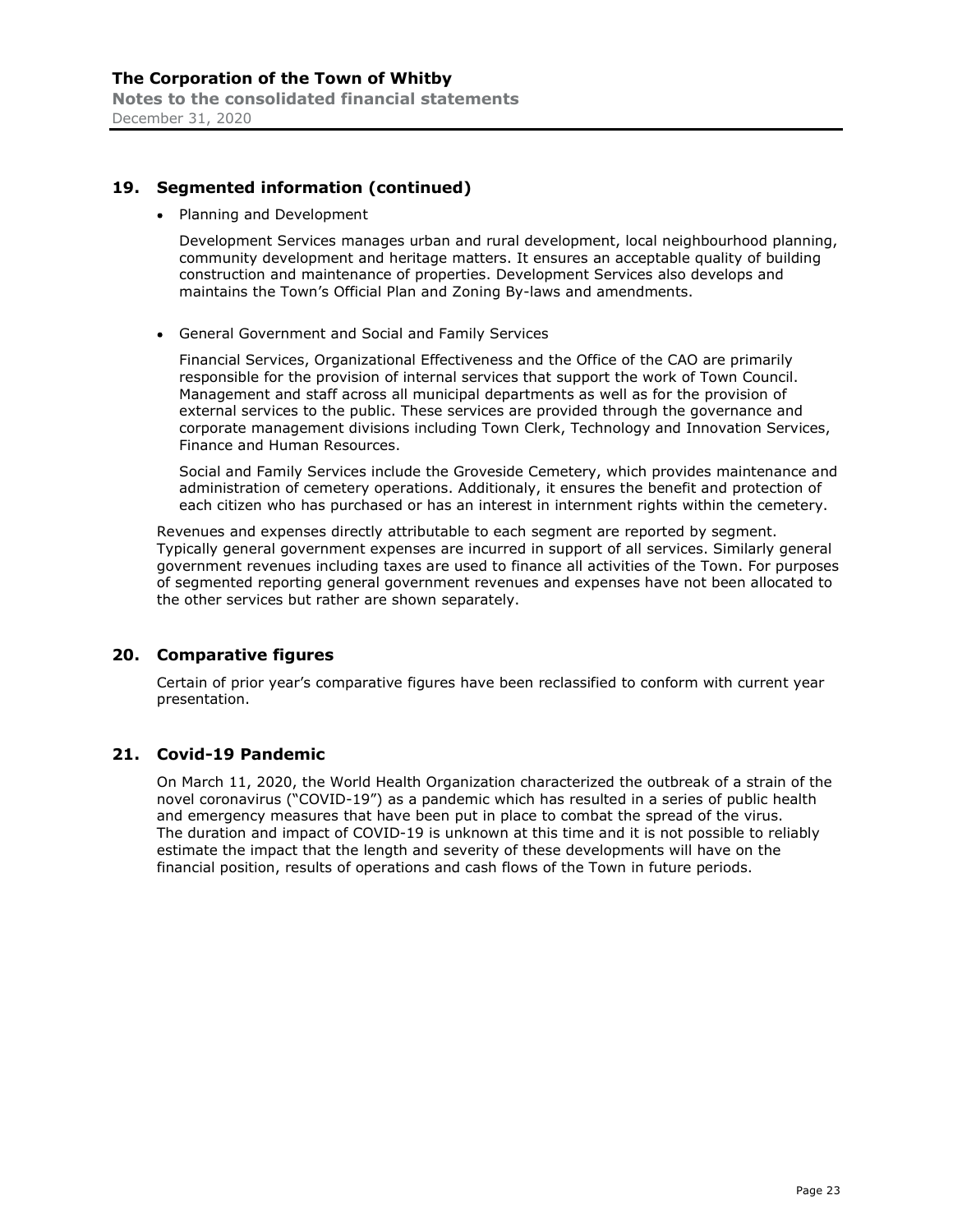## 19. Segmented information (continued)

- Planning and Development

  Development Services manages urban and rural development, local neighbourhood planning, community development and heritage matters. It ensures an acceptable quality of building construction and maintenance of properties. Development Services also develops and maintains the Town's Official Plan and Zoning By-laws and amendments.

- General Government and Social and Family Services

  Financial Services, Organizational Effectiveness and the Office of the CAO are primarily responsible for the provision of internal services that support the work of Town Council. Management and staff across all municipal departments as well as for the provision of external services to the public. These services are provided through the governance and corporate management divisions including Town Clerk, Technology and Innovation Services, Finance and Human Resources.

  Social and Family Services include the Groveside Cemetery, which provides maintenance and administration of cemetery operations. Additionaly, it ensures the benefit and protection of each citizen who has purchased or has an interest in internment rights within the cemetery.

Revenues and expenses directly attributable to each segment are reported by segment. Typically general government expenses are incurred in support of all services. Similarly general government revenues including taxes are used to finance all activities of the Town. For purposes of segmented reporting general government revenues and expenses have not been allocated to the other services but rather are shown separately.

## 20. Comparative figures

Certain of prior year's comparative figures have been reclassified to conform with current year presentation.

## 21. Covid-19 Pandemic

On March 11, 2020, the World Health Organization characterized the outbreak of a strain of the novel coronavirus ("COVID-19") as a pandemic which has resulted in a series of public health and emergency measures that have been put in place to combat the spread of the virus. The duration and impact of COVID-19 is unknown at this time and it is not possible to reliably estimate the impact that the length and severity of these developments will have on the financial position, results of operations and cash flows of the Town in future periods.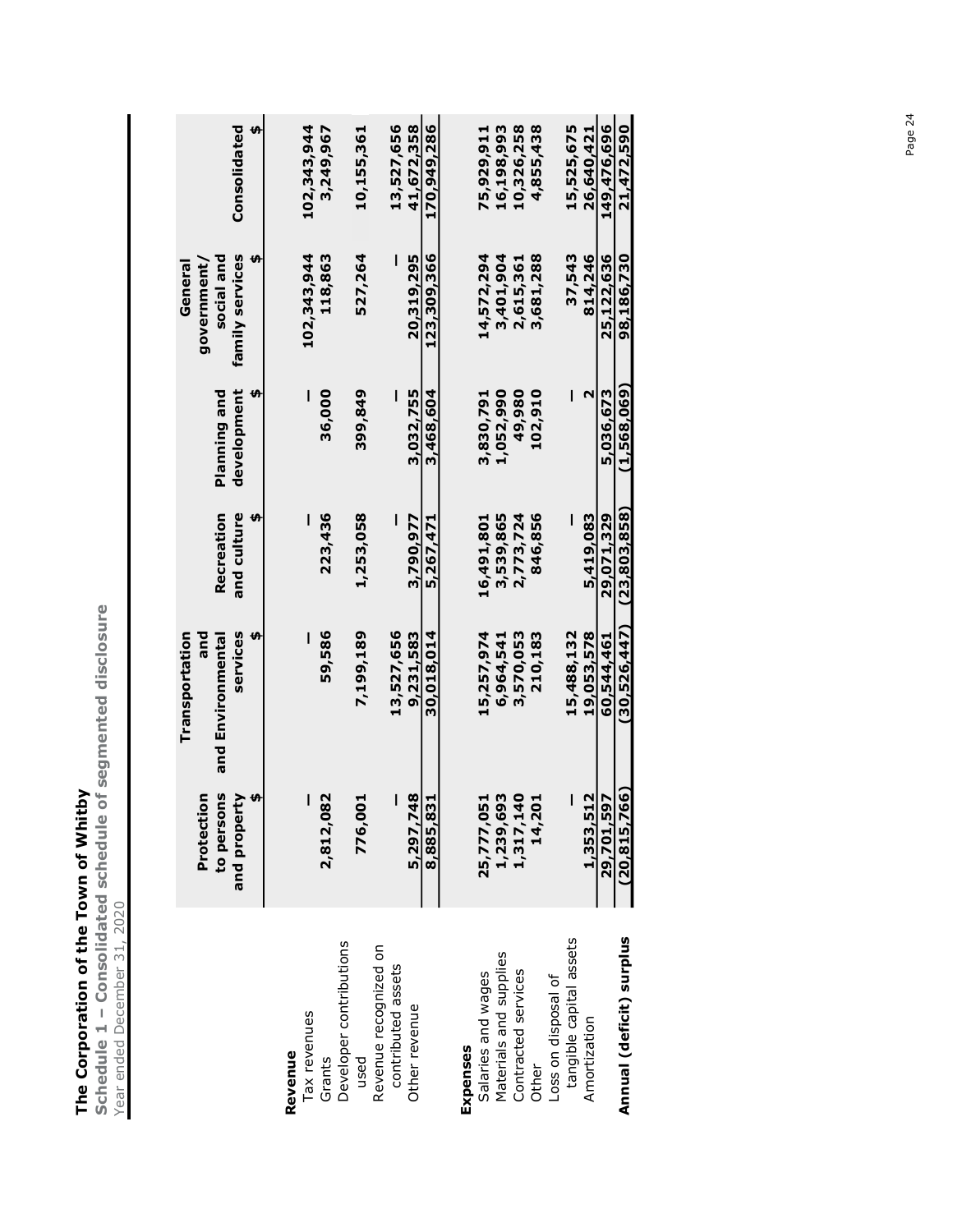**The Corporation of the Town of Whitby**

**Schedule 1 – Consolidated schedule of segmented disclosure**

Year ended December 31, 2020

| | Protection to persons and property | Transportation and Environmental services | Recreation and culture | Planning and development | General government/ social and family services | Consolidated |
|---|---|---|---|---|---|---|
| | $ | $ | $ | $ | $ | $ |
| **Revenue** | | | | | | |
| Tax revenues | — | — | — | — | 102,343,944 | 102,343,944 |
| Grants | 2,812,082 | 59,586 | 223,436 | 36,000 | 118,863 | 3,249,967 |
| Developer contributions used | 776,001 | 7,199,189 | 1,253,058 | 399,849 | 527,264 | 10,155,361 |
| Revenue recognized on contributed assets | — | 13,527,656 | — | — | — | 13,527,656 |
| Other revenue | 5,297,748 | 9,231,583 | 3,790,977 | 3,032,755 | 20,319,295 | 41,672,358 |
| | 8,885,831 | 30,018,014 | 5,267,471 | 3,468,604 | 123,309,366 | 170,949,286 |
| **Expenses** | | | | | | |
| Salaries and wages | 25,777,051 | 15,257,974 | 16,491,801 | 3,830,791 | 14,572,294 | 75,929,911 |
| Materials and supplies | 1,239,693 | 6,964,541 | 3,539,865 | 1,052,990 | 3,401,904 | 16,198,993 |
| Contracted services | 1,317,140 | 3,570,053 | 2,773,724 | 49,980 | 2,615,361 | 10,326,258 |
| Other | 14,201 | 210,183 | 846,856 | 102,910 | 3,681,288 | 4,855,438 |
| Loss on disposal of tangible capital assets | — | 15,488,132 | — | — | 37,543 | 15,525,675 |
| Amortization | 1,353,512 | 19,053,578 | 5,419,083 | 2 | 814,246 | 26,640,421 |
| | 29,701,597 | 60,544,461 | 29,071,329 | 5,036,673 | 25,122,636 | 149,476,696 |
| **Annual (deficit) surplus** | (20,815,766) | (30,526,447) | (23,803,858) | (1,568,069) | 98,186,730 | 21,472,590 |